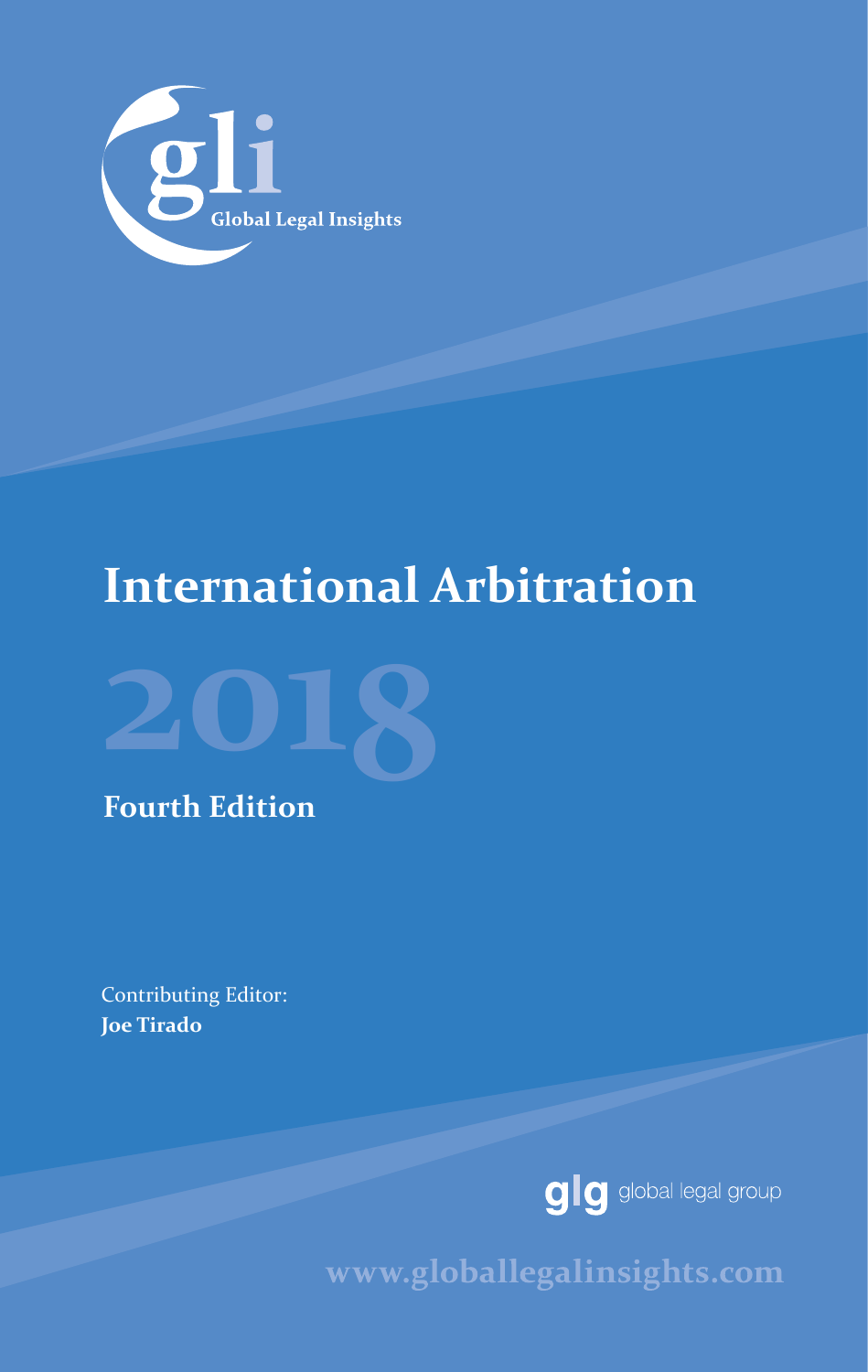gli

Global Legal Insights

# International Arbitration

# 2018

## Fourth Edition

Contributing Editor:
**Joe Tirado**

glg global legal group

www.globallegalinsights.com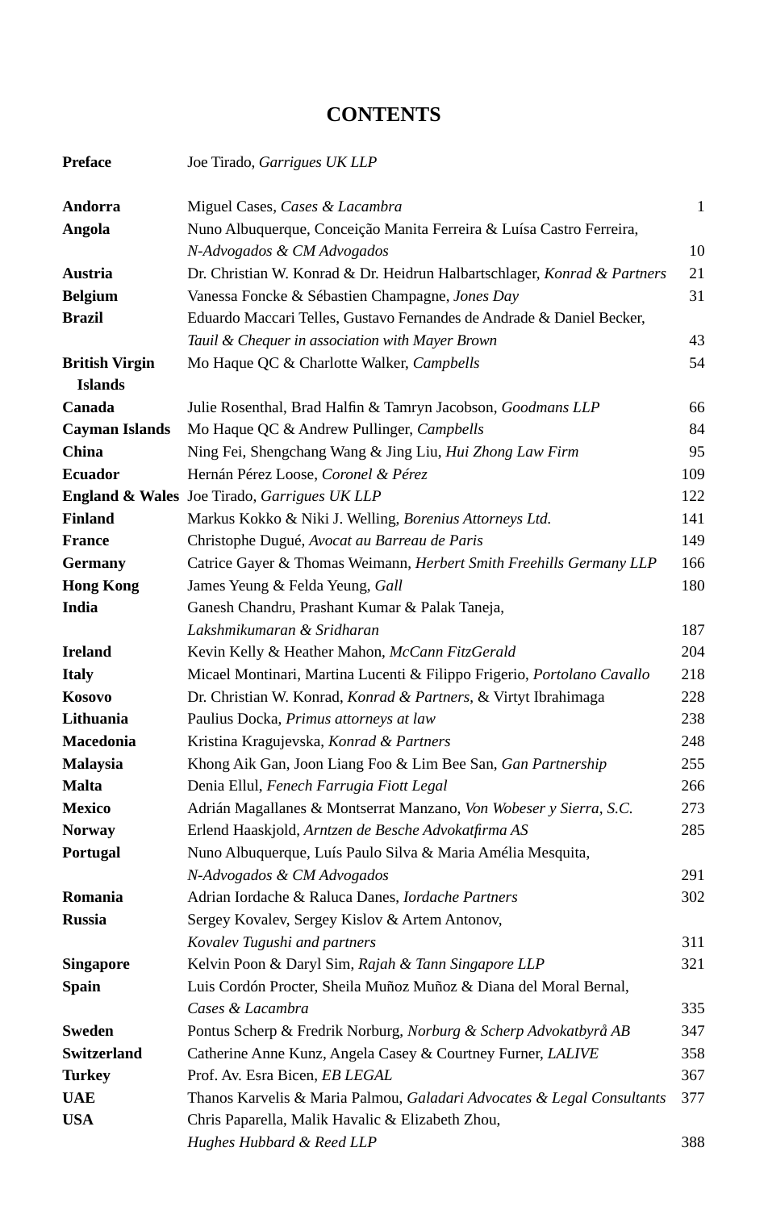# CONTENTS

| | | |
|---|---|---|
| **Preface** | Joe Tirado, *Garrigues UK LLP* | |
| **Andorra** | Miguel Cases, *Cases & Lacambra* | 1 |
| **Angola** | Nuno Albuquerque, Conceição Manita Ferreira & Luísa Castro Ferreira, *N-Advogados & CM Advogados* | 10 |
| **Austria** | Dr. Christian W. Konrad & Dr. Heidrun Halbartschlager, *Konrad & Partners* | 21 |
| **Belgium** | Vanessa Foncke & Sébastien Champagne, *Jones Day* | 31 |
| **Brazil** | Eduardo Maccari Telles, Gustavo Fernandes de Andrade & Daniel Becker, *Tauil & Chequer in association with Mayer Brown* | 43 |
| **British Virgin Islands** | Mo Haque QC & Charlotte Walker, *Campbells* | 54 |
| **Canada** | Julie Rosenthal, Brad Halfin & Tamryn Jacobson, *Goodmans LLP* | 66 |
| **Cayman Islands** | Mo Haque QC & Andrew Pullinger, *Campbells* | 84 |
| **China** | Ning Fei, Shengchang Wang & Jing Liu, *Hui Zhong Law Firm* | 95 |
| **Ecuador** | Hernán Pérez Loose, *Coronel & Pérez* | 109 |
| **England & Wales** | Joe Tirado, *Garrigues UK LLP* | 122 |
| **Finland** | Markus Kokko & Niki J. Welling, *Borenius Attorneys Ltd.* | 141 |
| **France** | Christophe Dugué, *Avocat au Barreau de Paris* | 149 |
| **Germany** | Catrice Gayer & Thomas Weimann, *Herbert Smith Freehills Germany LLP* | 166 |
| **Hong Kong** | James Yeung & Felda Yeung, *Gall* | 180 |
| **India** | Ganesh Chandru, Prashant Kumar & Palak Taneja, *Lakshmikumaran & Sridharan* | 187 |
| **Ireland** | Kevin Kelly & Heather Mahon, *McCann FitzGerald* | 204 |
| **Italy** | Micael Montinari, Martina Lucenti & Filippo Frigerio, *Portolano Cavallo* | 218 |
| **Kosovo** | Dr. Christian W. Konrad, *Konrad & Partners*, & Virtyt Ibrahimaga | 228 |
| **Lithuania** | Paulius Docka, *Primus attorneys at law* | 238 |
| **Macedonia** | Kristina Kragujevska, *Konrad & Partners* | 248 |
| **Malaysia** | Khong Aik Gan, Joon Liang Foo & Lim Bee San, *Gan Partnership* | 255 |
| **Malta** | Denia Ellul, *Fenech Farrugia Fiott Legal* | 266 |
| **Mexico** | Adrián Magallanes & Montserrat Manzano, *Von Wobeser y Sierra, S.C.* | 273 |
| **Norway** | Erlend Haaskjold, *Arntzen de Besche Advokatfirma AS* | 285 |
| **Portugal** | Nuno Albuquerque, Luís Paulo Silva & Maria Amélia Mesquita, *N-Advogados & CM Advogados* | 291 |
| **Romania** | Adrian Iordache & Raluca Danes, *Iordache Partners* | 302 |
| **Russia** | Sergey Kovalev, Sergey Kislov & Artem Antonov, *Kovalev Tugushi and partners* | 311 |
| **Singapore** | Kelvin Poon & Daryl Sim, *Rajah & Tann Singapore LLP* | 321 |
| **Spain** | Luis Cordón Procter, Sheila Muñoz Muñoz & Diana del Moral Bernal, *Cases & Lacambra* | 335 |
| **Sweden** | Pontus Scherp & Fredrik Norburg, *Norburg & Scherp Advokatbyrå AB* | 347 |
| **Switzerland** | Catherine Anne Kunz, Angela Casey & Courtney Furner, *LALIVE* | 358 |
| **Turkey** | Prof. Av. Esra Bicen, *EB LEGAL* | 367 |
| **UAE** | Thanos Karvelis & Maria Palmou, *Galadari Advocates & Legal Consultants* | 377 |
| **USA** | Chris Paparella, Malik Havalic & Elizabeth Zhou, *Hughes Hubbard & Reed LLP* | 388 |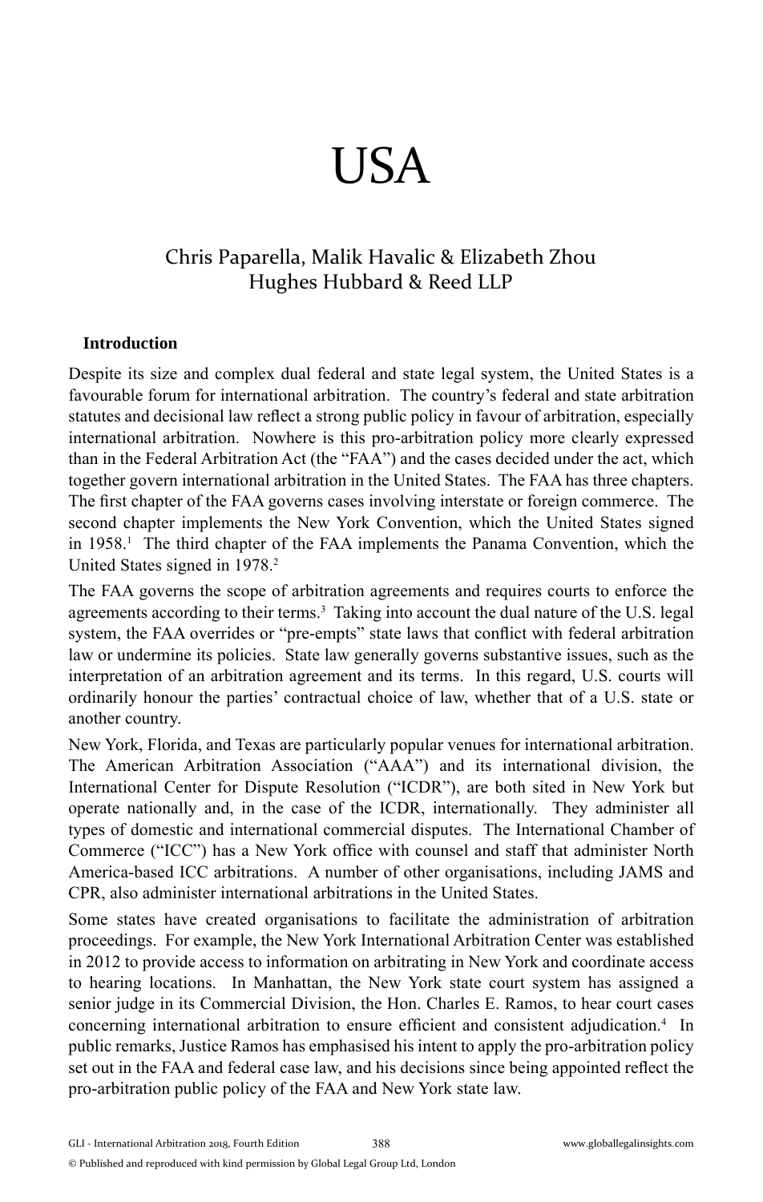# USA

Chris Paparella, Malik Havalic & Elizabeth Zhou
Hughes Hubbard & Reed LLP

## Introduction

Despite its size and complex dual federal and state legal system, the United States is a favourable forum for international arbitration. The country's federal and state arbitration statutes and decisional law reflect a strong public policy in favour of arbitration, especially international arbitration. Nowhere is this pro-arbitration policy more clearly expressed than in the Federal Arbitration Act (the "FAA") and the cases decided under the act, which together govern international arbitration in the United States. The FAA has three chapters. The first chapter of the FAA governs cases involving interstate or foreign commerce. The second chapter implements the New York Convention, which the United States signed in 1958.[1] The third chapter of the FAA implements the Panama Convention, which the United States signed in 1978.[2]

The FAA governs the scope of arbitration agreements and requires courts to enforce the agreements according to their terms.[3] Taking into account the dual nature of the U.S. legal system, the FAA overrides or "pre-empts" state laws that conflict with federal arbitration law or undermine its policies. State law generally governs substantive issues, such as the interpretation of an arbitration agreement and its terms. In this regard, U.S. courts will ordinarily honour the parties' contractual choice of law, whether that of a U.S. state or another country.

New York, Florida, and Texas are particularly popular venues for international arbitration. The American Arbitration Association ("AAA") and its international division, the International Center for Dispute Resolution ("ICDR"), are both sited in New York but operate nationally and, in the case of the ICDR, internationally. They administer all types of domestic and international commercial disputes. The International Chamber of Commerce ("ICC") has a New York office with counsel and staff that administer North America-based ICC arbitrations. A number of other organisations, including JAMS and CPR, also administer international arbitrations in the United States.

Some states have created organisations to facilitate the administration of arbitration proceedings. For example, the New York International Arbitration Center was established in 2012 to provide access to information on arbitrating in New York and coordinate access to hearing locations. In Manhattan, the New York state court system has assigned a senior judge in its Commercial Division, the Hon. Charles E. Ramos, to hear court cases concerning international arbitration to ensure efficient and consistent adjudication.[4] In public remarks, Justice Ramos has emphasised his intent to apply the pro-arbitration policy set out in the FAA and federal case law, and his decisions since being appointed reflect the pro-arbitration public policy of the FAA and New York state law.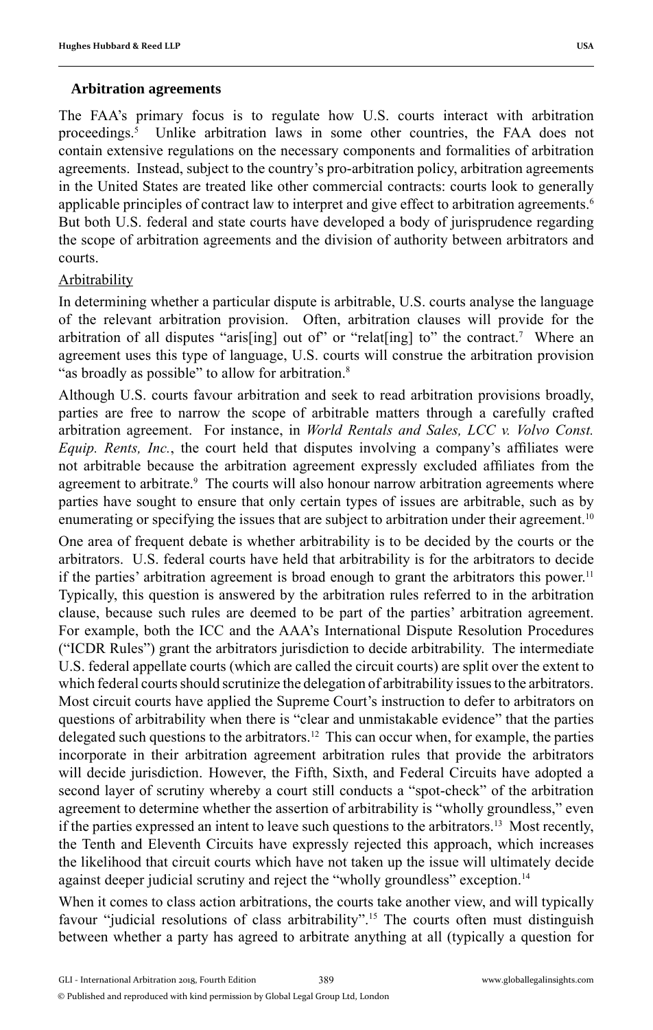### Arbitration agreements

The FAA's primary focus is to regulate how U.S. courts interact with arbitration proceedings.[5] Unlike arbitration laws in some other countries, the FAA does not contain extensive regulations on the necessary components and formalities of arbitration agreements. Instead, subject to the country's pro-arbitration policy, arbitration agreements in the United States are treated like other commercial contracts: courts look to generally applicable principles of contract law to interpret and give effect to arbitration agreements.[6] But both U.S. federal and state courts have developed a body of jurisprudence regarding the scope of arbitration agreements and the division of authority between arbitrators and courts.

Arbitrability

In determining whether a particular dispute is arbitrable, U.S. courts analyse the language of the relevant arbitration provision. Often, arbitration clauses will provide for the arbitration of all disputes "aris[ing] out of" or "relat[ing] to" the contract.[7] Where an agreement uses this type of language, U.S. courts will construe the arbitration provision "as broadly as possible" to allow for arbitration.[8]

Although U.S. courts favour arbitration and seek to read arbitration provisions broadly, parties are free to narrow the scope of arbitrable matters through a carefully crafted arbitration agreement. For instance, in *World Rentals and Sales, LCC v. Volvo Const. Equip. Rents, Inc.*, the court held that disputes involving a company's affiliates were not arbitrable because the arbitration agreement expressly excluded affiliates from the agreement to arbitrate.[9] The courts will also honour narrow arbitration agreements where parties have sought to ensure that only certain types of issues are arbitrable, such as by enumerating or specifying the issues that are subject to arbitration under their agreement.[10]

One area of frequent debate is whether arbitrability is to be decided by the courts or the arbitrators. U.S. federal courts have held that arbitrability is for the arbitrators to decide if the parties' arbitration agreement is broad enough to grant the arbitrators this power.[11] Typically, this question is answered by the arbitration rules referred to in the arbitration clause, because such rules are deemed to be part of the parties' arbitration agreement. For example, both the ICC and the AAA's International Dispute Resolution Procedures ("ICDR Rules") grant the arbitrators jurisdiction to decide arbitrability. The intermediate U.S. federal appellate courts (which are called the circuit courts) are split over the extent to which federal courts should scrutinize the delegation of arbitrability issues to the arbitrators. Most circuit courts have applied the Supreme Court's instruction to defer to arbitrators on questions of arbitrability when there is "clear and unmistakable evidence" that the parties delegated such questions to the arbitrators.[12] This can occur when, for example, the parties incorporate in their arbitration agreement arbitration rules that provide the arbitrators will decide jurisdiction. However, the Fifth, Sixth, and Federal Circuits have adopted a second layer of scrutiny whereby a court still conducts a "spot-check" of the arbitration agreement to determine whether the assertion of arbitrability is "wholly groundless," even if the parties expressed an intent to leave such questions to the arbitrators.[13] Most recently, the Tenth and Eleventh Circuits have expressly rejected this approach, which increases the likelihood that circuit courts which have not taken up the issue will ultimately decide against deeper judicial scrutiny and reject the "wholly groundless" exception.[14]

When it comes to class action arbitrations, the courts take another view, and will typically favour "judicial resolutions of class arbitrability".[15] The courts often must distinguish between whether a party has agreed to arbitrate anything at all (typically a question for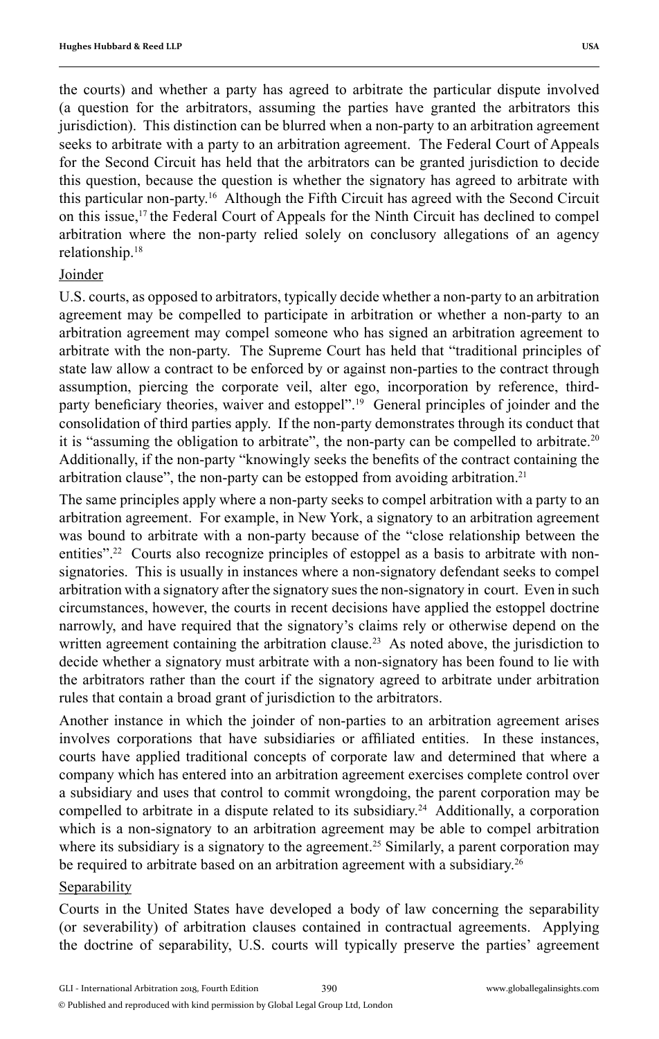the courts) and whether a party has agreed to arbitrate the particular dispute involved (a question for the arbitrators, assuming the parties have granted the arbitrators this jurisdiction). This distinction can be blurred when a non-party to an arbitration agreement seeks to arbitrate with a party to an arbitration agreement. The Federal Court of Appeals for the Second Circuit has held that the arbitrators can be granted jurisdiction to decide this question, because the question is whether the signatory has agreed to arbitrate with this particular non-party.[16] Although the Fifth Circuit has agreed with the Second Circuit on this issue,[17] the Federal Court of Appeals for the Ninth Circuit has declined to compel arbitration where the non-party relied solely on conclusory allegations of an agency relationship.[18]

### Joinder

U.S. courts, as opposed to arbitrators, typically decide whether a non-party to an arbitration agreement may be compelled to participate in arbitration or whether a non-party to an arbitration agreement may compel someone who has signed an arbitration agreement to arbitrate with the non-party. The Supreme Court has held that "traditional principles of state law allow a contract to be enforced by or against non-parties to the contract through assumption, piercing the corporate veil, alter ego, incorporation by reference, third-party beneficiary theories, waiver and estoppel".[19] General principles of joinder and the consolidation of third parties apply. If the non-party demonstrates through its conduct that it is "assuming the obligation to arbitrate", the non-party can be compelled to arbitrate.[20] Additionally, if the non-party "knowingly seeks the benefits of the contract containing the arbitration clause", the non-party can be estopped from avoiding arbitration.[21]

The same principles apply where a non-party seeks to compel arbitration with a party to an arbitration agreement. For example, in New York, a signatory to an arbitration agreement was bound to arbitrate with a non-party because of the "close relationship between the entities".[22] Courts also recognize principles of estoppel as a basis to arbitrate with non-signatories. This is usually in instances where a non-signatory defendant seeks to compel arbitration with a signatory after the signatory sues the non-signatory in court. Even in such circumstances, however, the courts in recent decisions have applied the estoppel doctrine narrowly, and have required that the signatory's claims rely or otherwise depend on the written agreement containing the arbitration clause.[23] As noted above, the jurisdiction to decide whether a signatory must arbitrate with a non-signatory has been found to lie with the arbitrators rather than the court if the signatory agreed to arbitrate under arbitration rules that contain a broad grant of jurisdiction to the arbitrators.

Another instance in which the joinder of non-parties to an arbitration agreement arises involves corporations that have subsidiaries or affiliated entities. In these instances, courts have applied traditional concepts of corporate law and determined that where a company which has entered into an arbitration agreement exercises complete control over a subsidiary and uses that control to commit wrongdoing, the parent corporation may be compelled to arbitrate in a dispute related to its subsidiary.[24] Additionally, a corporation which is a non-signatory to an arbitration agreement may be able to compel arbitration where its subsidiary is a signatory to the agreement.[25] Similarly, a parent corporation may be required to arbitrate based on an arbitration agreement with a subsidiary.[26]

### Separability

Courts in the United States have developed a body of law concerning the separability (or severability) of arbitration clauses contained in contractual agreements. Applying the doctrine of separability, U.S. courts will typically preserve the parties' agreement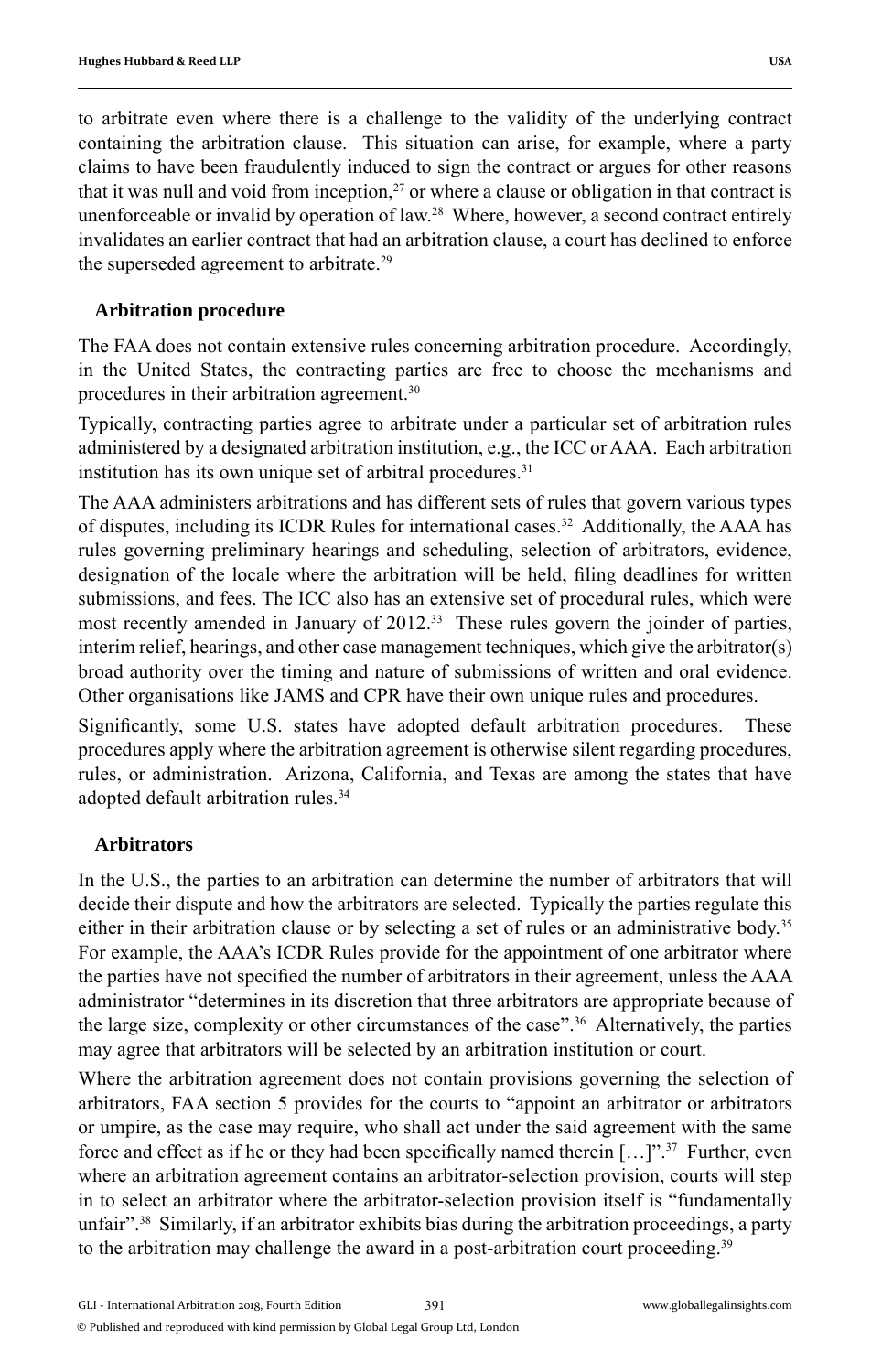to arbitrate even where there is a challenge to the validity of the underlying contract containing the arbitration clause. This situation can arise, for example, where a party claims to have been fraudulently induced to sign the contract or argues for other reasons that it was null and void from inception,[27] or where a clause or obligation in that contract is unenforceable or invalid by operation of law.[28] Where, however, a second contract entirely invalidates an earlier contract that had an arbitration clause, a court has declined to enforce the superseded agreement to arbitrate.[29]

### Arbitration procedure

The FAA does not contain extensive rules concerning arbitration procedure. Accordingly, in the United States, the contracting parties are free to choose the mechanisms and procedures in their arbitration agreement.[30]

Typically, contracting parties agree to arbitrate under a particular set of arbitration rules administered by a designated arbitration institution, e.g., the ICC or AAA. Each arbitration institution has its own unique set of arbitral procedures.[31]

The AAA administers arbitrations and has different sets of rules that govern various types of disputes, including its ICDR Rules for international cases.[32] Additionally, the AAA has rules governing preliminary hearings and scheduling, selection of arbitrators, evidence, designation of the locale where the arbitration will be held, filing deadlines for written submissions, and fees. The ICC also has an extensive set of procedural rules, which were most recently amended in January of 2012.[33] These rules govern the joinder of parties, interim relief, hearings, and other case management techniques, which give the arbitrator(s) broad authority over the timing and nature of submissions of written and oral evidence. Other organisations like JAMS and CPR have their own unique rules and procedures.

Significantly, some U.S. states have adopted default arbitration procedures. These procedures apply where the arbitration agreement is otherwise silent regarding procedures, rules, or administration. Arizona, California, and Texas are among the states that have adopted default arbitration rules.[34]

### Arbitrators

In the U.S., the parties to an arbitration can determine the number of arbitrators that will decide their dispute and how the arbitrators are selected. Typically the parties regulate this either in their arbitration clause or by selecting a set of rules or an administrative body.[35] For example, the AAA's ICDR Rules provide for the appointment of one arbitrator where the parties have not specified the number of arbitrators in their agreement, unless the AAA administrator "determines in its discretion that three arbitrators are appropriate because of the large size, complexity or other circumstances of the case".[36] Alternatively, the parties may agree that arbitrators will be selected by an arbitration institution or court.

Where the arbitration agreement does not contain provisions governing the selection of arbitrators, FAA section 5 provides for the courts to "appoint an arbitrator or arbitrators or umpire, as the case may require, who shall act under the said agreement with the same force and effect as if he or they had been specifically named therein […]".[37] Further, even where an arbitration agreement contains an arbitrator-selection provision, courts will step in to select an arbitrator where the arbitrator-selection provision itself is "fundamentally unfair".[38] Similarly, if an arbitrator exhibits bias during the arbitration proceedings, a party to the arbitration may challenge the award in a post-arbitration court proceeding.[39]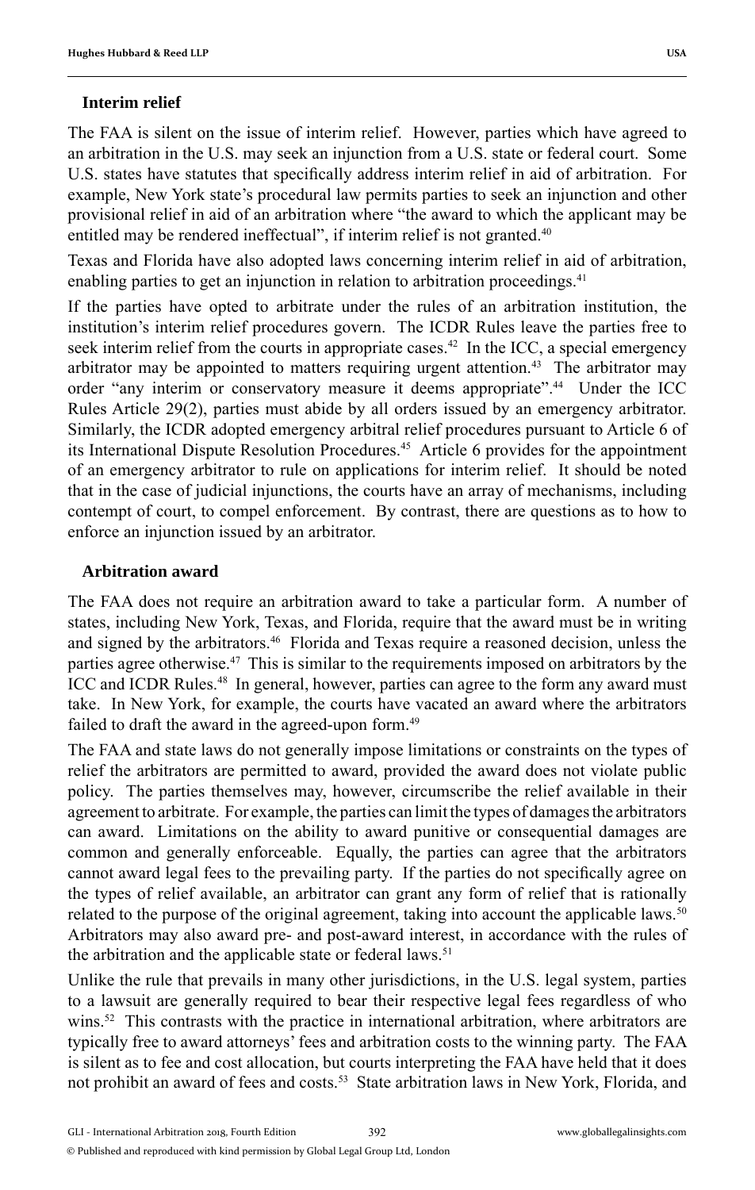### Interim relief

The FAA is silent on the issue of interim relief. However, parties which have agreed to an arbitration in the U.S. may seek an injunction from a U.S. state or federal court. Some U.S. states have statutes that specifically address interim relief in aid of arbitration. For example, New York state's procedural law permits parties to seek an injunction and other provisional relief in aid of an arbitration where "the award to which the applicant may be entitled may be rendered ineffectual", if interim relief is not granted.[40]

Texas and Florida have also adopted laws concerning interim relief in aid of arbitration, enabling parties to get an injunction in relation to arbitration proceedings.[41]

If the parties have opted to arbitrate under the rules of an arbitration institution, the institution's interim relief procedures govern. The ICDR Rules leave the parties free to seek interim relief from the courts in appropriate cases.[42] In the ICC, a special emergency arbitrator may be appointed to matters requiring urgent attention.[43] The arbitrator may order "any interim or conservatory measure it deems appropriate".[44] Under the ICC Rules Article 29(2), parties must abide by all orders issued by an emergency arbitrator. Similarly, the ICDR adopted emergency arbitral relief procedures pursuant to Article 6 of its International Dispute Resolution Procedures.[45] Article 6 provides for the appointment of an emergency arbitrator to rule on applications for interim relief. It should be noted that in the case of judicial injunctions, the courts have an array of mechanisms, including contempt of court, to compel enforcement. By contrast, there are questions as to how to enforce an injunction issued by an arbitrator.

### Arbitration award

The FAA does not require an arbitration award to take a particular form. A number of states, including New York, Texas, and Florida, require that the award must be in writing and signed by the arbitrators.[46] Florida and Texas require a reasoned decision, unless the parties agree otherwise.[47] This is similar to the requirements imposed on arbitrators by the ICC and ICDR Rules.[48] In general, however, parties can agree to the form any award must take. In New York, for example, the courts have vacated an award where the arbitrators failed to draft the award in the agreed-upon form.[49]

The FAA and state laws do not generally impose limitations or constraints on the types of relief the arbitrators are permitted to award, provided the award does not violate public policy. The parties themselves may, however, circumscribe the relief available in their agreement to arbitrate. For example, the parties can limit the types of damages the arbitrators can award. Limitations on the ability to award punitive or consequential damages are common and generally enforceable. Equally, the parties can agree that the arbitrators cannot award legal fees to the prevailing party. If the parties do not specifically agree on the types of relief available, an arbitrator can grant any form of relief that is rationally related to the purpose of the original agreement, taking into account the applicable laws.[50] Arbitrators may also award pre- and post-award interest, in accordance with the rules of the arbitration and the applicable state or federal laws.[51]

Unlike the rule that prevails in many other jurisdictions, in the U.S. legal system, parties to a lawsuit are generally required to bear their respective legal fees regardless of who wins.[52] This contrasts with the practice in international arbitration, where arbitrators are typically free to award attorneys' fees and arbitration costs to the winning party. The FAA is silent as to fee and cost allocation, but courts interpreting the FAA have held that it does not prohibit an award of fees and costs.[53] State arbitration laws in New York, Florida, and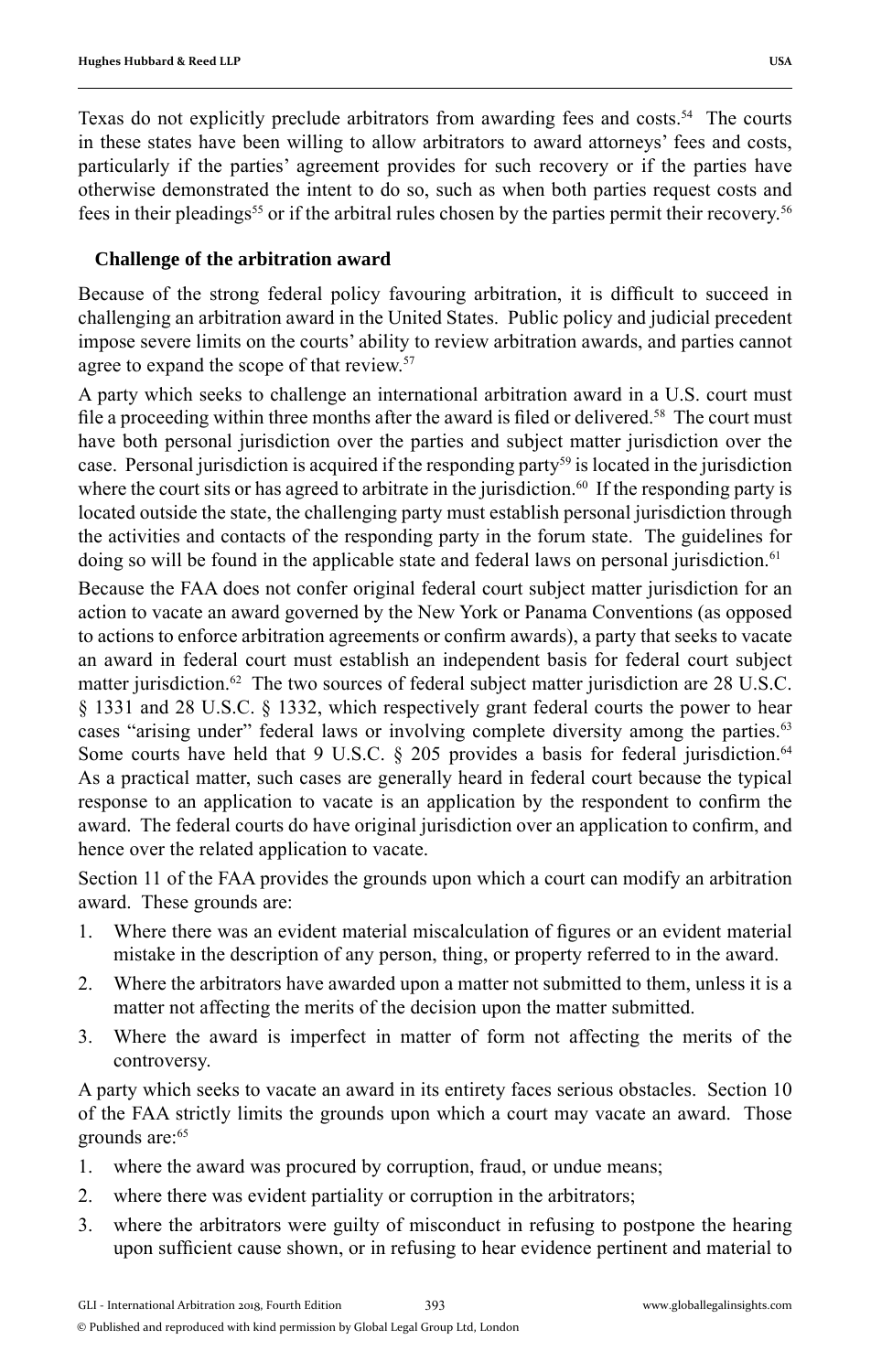Texas do not explicitly preclude arbitrators from awarding fees and costs.[54] The courts in these states have been willing to allow arbitrators to award attorneys' fees and costs, particularly if the parties' agreement provides for such recovery or if the parties have otherwise demonstrated the intent to do so, such as when both parties request costs and fees in their pleadings[55] or if the arbitral rules chosen by the parties permit their recovery.[56]

### Challenge of the arbitration award

Because of the strong federal policy favouring arbitration, it is difficult to succeed in challenging an arbitration award in the United States. Public policy and judicial precedent impose severe limits on the courts' ability to review arbitration awards, and parties cannot agree to expand the scope of that review.[57]

A party which seeks to challenge an international arbitration award in a U.S. court must file a proceeding within three months after the award is filed or delivered.[58] The court must have both personal jurisdiction over the parties and subject matter jurisdiction over the case. Personal jurisdiction is acquired if the responding party[59] is located in the jurisdiction where the court sits or has agreed to arbitrate in the jurisdiction.[60] If the responding party is located outside the state, the challenging party must establish personal jurisdiction through the activities and contacts of the responding party in the forum state. The guidelines for doing so will be found in the applicable state and federal laws on personal jurisdiction.[61]

Because the FAA does not confer original federal court subject matter jurisdiction for an action to vacate an award governed by the New York or Panama Conventions (as opposed to actions to enforce arbitration agreements or confirm awards), a party that seeks to vacate an award in federal court must establish an independent basis for federal court subject matter jurisdiction.[62] The two sources of federal subject matter jurisdiction are 28 U.S.C. § 1331 and 28 U.S.C. § 1332, which respectively grant federal courts the power to hear cases "arising under" federal laws or involving complete diversity among the parties.[63] Some courts have held that 9 U.S.C. § 205 provides a basis for federal jurisdiction.[64] As a practical matter, such cases are generally heard in federal court because the typical response to an application to vacate is an application by the respondent to confirm the award. The federal courts do have original jurisdiction over an application to confirm, and hence over the related application to vacate.

Section 11 of the FAA provides the grounds upon which a court can modify an arbitration award. These grounds are:

1. Where there was an evident material miscalculation of figures or an evident material mistake in the description of any person, thing, or property referred to in the award.
2. Where the arbitrators have awarded upon a matter not submitted to them, unless it is a matter not affecting the merits of the decision upon the matter submitted.
3. Where the award is imperfect in matter of form not affecting the merits of the controversy.

A party which seeks to vacate an award in its entirety faces serious obstacles. Section 10 of the FAA strictly limits the grounds upon which a court may vacate an award. Those grounds are:[65]

1. where the award was procured by corruption, fraud, or undue means;
2. where there was evident partiality or corruption in the arbitrators;
3. where the arbitrators were guilty of misconduct in refusing to postpone the hearing upon sufficient cause shown, or in refusing to hear evidence pertinent and material to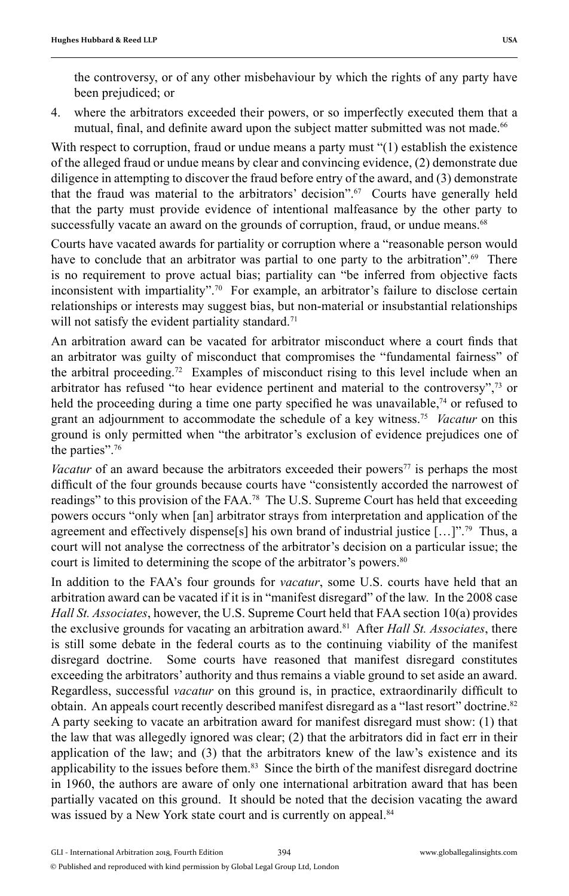the controversy, or of any other misbehaviour by which the rights of any party have been prejudiced; or

4. where the arbitrators exceeded their powers, or so imperfectly executed them that a mutual, final, and definite award upon the subject matter submitted was not made.[66]

With respect to corruption, fraud or undue means a party must "(1) establish the existence of the alleged fraud or undue means by clear and convincing evidence, (2) demonstrate due diligence in attempting to discover the fraud before entry of the award, and (3) demonstrate that the fraud was material to the arbitrators' decision".[67] Courts have generally held that the party must provide evidence of intentional malfeasance by the other party to successfully vacate an award on the grounds of corruption, fraud, or undue means.[68]

Courts have vacated awards for partiality or corruption where a "reasonable person would have to conclude that an arbitrator was partial to one party to the arbitration".[69] There is no requirement to prove actual bias; partiality can "be inferred from objective facts inconsistent with impartiality".[70] For example, an arbitrator's failure to disclose certain relationships or interests may suggest bias, but non-material or insubstantial relationships will not satisfy the evident partiality standard.[71]

An arbitration award can be vacated for arbitrator misconduct where a court finds that an arbitrator was guilty of misconduct that compromises the "fundamental fairness" of the arbitral proceeding.[72] Examples of misconduct rising to this level include when an arbitrator has refused "to hear evidence pertinent and material to the controversy",[73] or held the proceeding during a time one party specified he was unavailable,[74] or refused to grant an adjournment to accommodate the schedule of a key witness.[75] *Vacatur* on this ground is only permitted when "the arbitrator's exclusion of evidence prejudices one of the parties".[76]

*Vacatur* of an award because the arbitrators exceeded their powers[77] is perhaps the most difficult of the four grounds because courts have "consistently accorded the narrowest of readings" to this provision of the FAA.[78] The U.S. Supreme Court has held that exceeding powers occurs "only when [an] arbitrator strays from interpretation and application of the agreement and effectively dispense[s] his own brand of industrial justice […]".[79] Thus, a court will not analyse the correctness of the arbitrator's decision on a particular issue; the court is limited to determining the scope of the arbitrator's powers.[80]

In addition to the FAA's four grounds for *vacatur*, some U.S. courts have held that an arbitration award can be vacated if it is in "manifest disregard" of the law. In the 2008 case *Hall St. Associates*, however, the U.S. Supreme Court held that FAA section 10(a) provides the exclusive grounds for vacating an arbitration award.[81] After *Hall St. Associates*, there is still some debate in the federal courts as to the continuing viability of the manifest disregard doctrine. Some courts have reasoned that manifest disregard constitutes exceeding the arbitrators' authority and thus remains a viable ground to set aside an award. Regardless, successful *vacatur* on this ground is, in practice, extraordinarily difficult to obtain. An appeals court recently described manifest disregard as a "last resort" doctrine.[82] A party seeking to vacate an arbitration award for manifest disregard must show: (1) that the law that was allegedly ignored was clear; (2) that the arbitrators did in fact err in their application of the law; and (3) that the arbitrators knew of the law's existence and its applicability to the issues before them.[83] Since the birth of the manifest disregard doctrine in 1960, the authors are aware of only one international arbitration award that has been partially vacated on this ground. It should be noted that the decision vacating the award was issued by a New York state court and is currently on appeal.[84]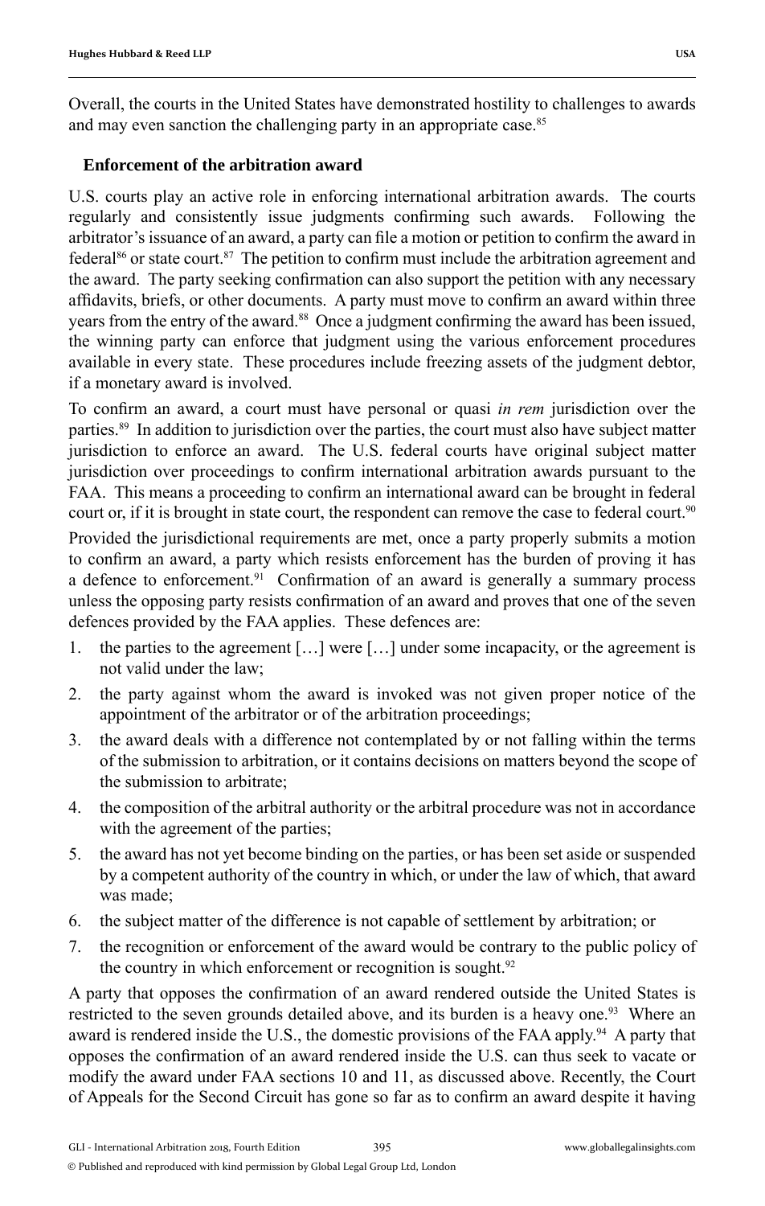Overall, the courts in the United States have demonstrated hostility to challenges to awards and may even sanction the challenging party in an appropriate case.[85]

### Enforcement of the arbitration award

U.S. courts play an active role in enforcing international arbitration awards. The courts regularly and consistently issue judgments confirming such awards. Following the arbitrator's issuance of an award, a party can file a motion or petition to confirm the award in federal[86] or state court.[87] The petition to confirm must include the arbitration agreement and the award. The party seeking confirmation can also support the petition with any necessary affidavits, briefs, or other documents. A party must move to confirm an award within three years from the entry of the award.[88] Once a judgment confirming the award has been issued, the winning party can enforce that judgment using the various enforcement procedures available in every state. These procedures include freezing assets of the judgment debtor, if a monetary award is involved.

To confirm an award, a court must have personal or quasi *in rem* jurisdiction over the parties.[89] In addition to jurisdiction over the parties, the court must also have subject matter jurisdiction to enforce an award. The U.S. federal courts have original subject matter jurisdiction over proceedings to confirm international arbitration awards pursuant to the FAA. This means a proceeding to confirm an international award can be brought in federal court or, if it is brought in state court, the respondent can remove the case to federal court.[90]

Provided the jurisdictional requirements are met, once a party properly submits a motion to confirm an award, a party which resists enforcement has the burden of proving it has a defence to enforcement.[91] Confirmation of an award is generally a summary process unless the opposing party resists confirmation of an award and proves that one of the seven defences provided by the FAA applies. These defences are:

1. the parties to the agreement […] were […] under some incapacity, or the agreement is not valid under the law;
2. the party against whom the award is invoked was not given proper notice of the appointment of the arbitrator or of the arbitration proceedings;
3. the award deals with a difference not contemplated by or not falling within the terms of the submission to arbitration, or it contains decisions on matters beyond the scope of the submission to arbitrate;
4. the composition of the arbitral authority or the arbitral procedure was not in accordance with the agreement of the parties;
5. the award has not yet become binding on the parties, or has been set aside or suspended by a competent authority of the country in which, or under the law of which, that award was made;
6. the subject matter of the difference is not capable of settlement by arbitration; or
7. the recognition or enforcement of the award would be contrary to the public policy of the country in which enforcement or recognition is sought.[92]

A party that opposes the confirmation of an award rendered outside the United States is restricted to the seven grounds detailed above, and its burden is a heavy one.[93] Where an award is rendered inside the U.S., the domestic provisions of the FAA apply.[94] A party that opposes the confirmation of an award rendered inside the U.S. can thus seek to vacate or modify the award under FAA sections 10 and 11, as discussed above. Recently, the Court of Appeals for the Second Circuit has gone so far as to confirm an award despite it having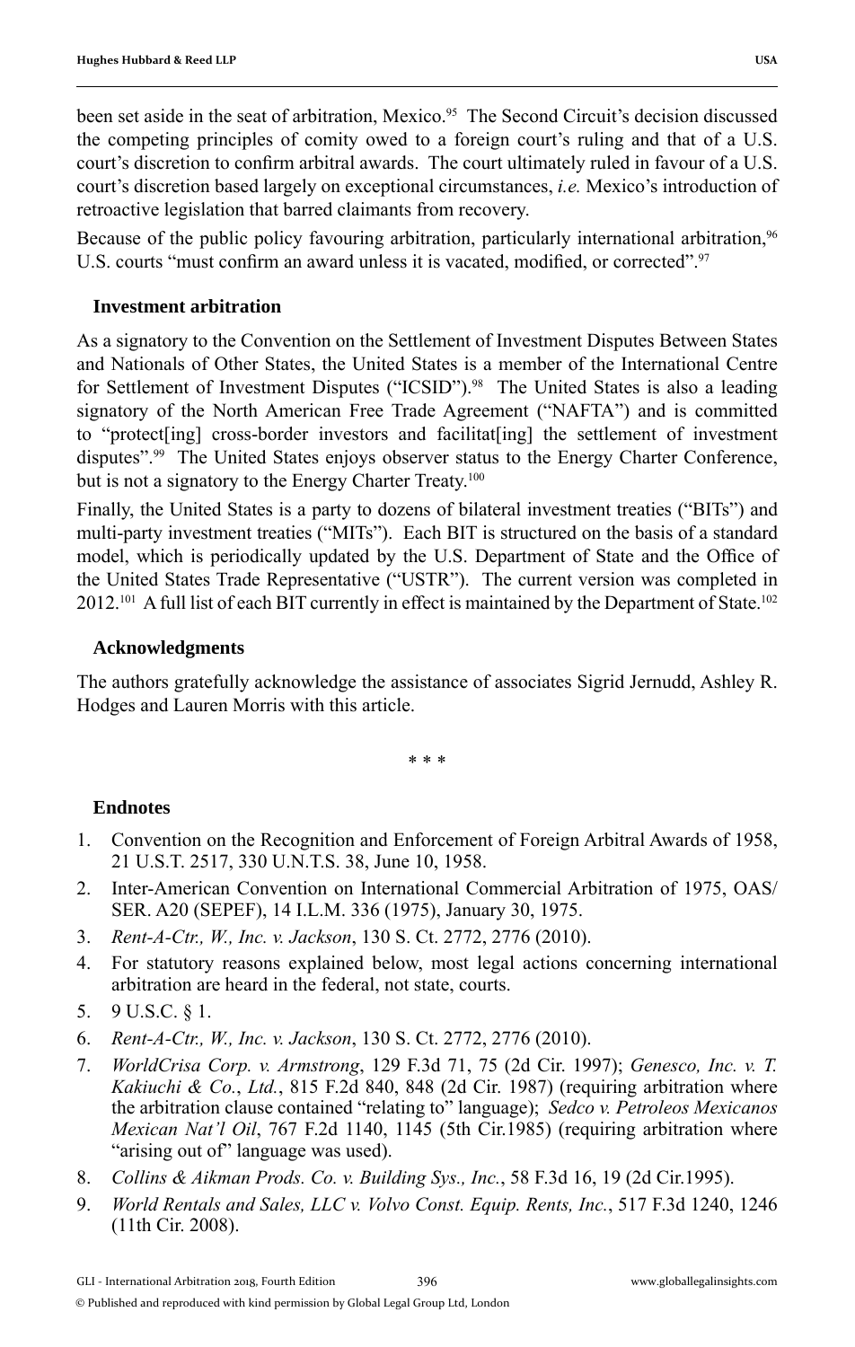been set aside in the seat of arbitration, Mexico.[95] The Second Circuit's decision discussed the competing principles of comity owed to a foreign court's ruling and that of a U.S. court's discretion to confirm arbitral awards. The court ultimately ruled in favour of a U.S. court's discretion based largely on exceptional circumstances, *i.e.* Mexico's introduction of retroactive legislation that barred claimants from recovery.

Because of the public policy favouring arbitration, particularly international arbitration,[96] U.S. courts "must confirm an award unless it is vacated, modified, or corrected".[97]

## Investment arbitration

As a signatory to the Convention on the Settlement of Investment Disputes Between States and Nationals of Other States, the United States is a member of the International Centre for Settlement of Investment Disputes ("ICSID").[98] The United States is also a leading signatory of the North American Free Trade Agreement ("NAFTA") and is committed to "protect[ing] cross-border investors and facilitat[ing] the settlement of investment disputes".[99] The United States enjoys observer status to the Energy Charter Conference, but is not a signatory to the Energy Charter Treaty.[100]

Finally, the United States is a party to dozens of bilateral investment treaties ("BITs") and multi-party investment treaties ("MITs"). Each BIT is structured on the basis of a standard model, which is periodically updated by the U.S. Department of State and the Office of the United States Trade Representative ("USTR"). The current version was completed in 2012.[101] A full list of each BIT currently in effect is maintained by the Department of State.[102]

## Acknowledgments

The authors gratefully acknowledge the assistance of associates Sigrid Jernudd, Ashley R. Hodges and Lauren Morris with this article.

\* \* \*

## Endnotes

1. Convention on the Recognition and Enforcement of Foreign Arbitral Awards of 1958, 21 U.S.T. 2517, 330 U.N.T.S. 38, June 10, 1958.
2. Inter-American Convention on International Commercial Arbitration of 1975, OAS/SER. A20 (SEPEF), 14 I.L.M. 336 (1975), January 30, 1975.
3. *Rent-A-Ctr., W., Inc. v. Jackson*, 130 S. Ct. 2772, 2776 (2010).
4. For statutory reasons explained below, most legal actions concerning international arbitration are heard in the federal, not state, courts.
5. 9 U.S.C. § 1.
6. *Rent-A-Ctr., W., Inc. v. Jackson*, 130 S. Ct. 2772, 2776 (2010).
7. *WorldCrisa Corp. v. Armstrong*, 129 F.3d 71, 75 (2d Cir. 1997); *Genesco, Inc. v. T. Kakiuchi & Co., Ltd.*, 815 F.2d 840, 848 (2d Cir. 1987) (requiring arbitration where the arbitration clause contained "relating to" language); *Sedco v. Petroleos Mexicanos Mexican Nat'l Oil*, 767 F.2d 1140, 1145 (5th Cir.1985) (requiring arbitration where "arising out of" language was used).
8. *Collins & Aikman Prods. Co. v. Building Sys., Inc.*, 58 F.3d 16, 19 (2d Cir.1995).
9. *World Rentals and Sales, LLC v. Volvo Const. Equip. Rents, Inc.*, 517 F.3d 1240, 1246 (11th Cir. 2008).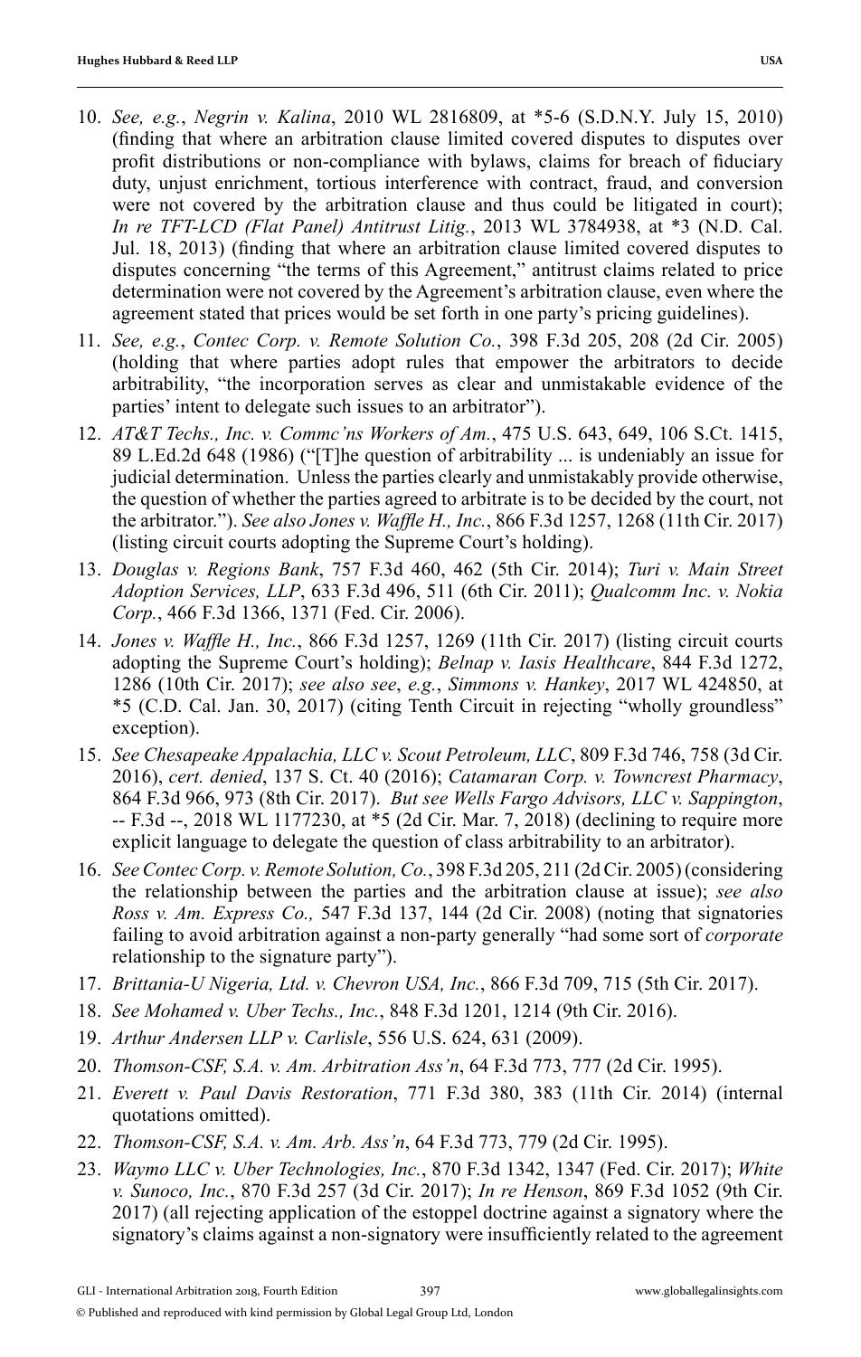10. *See, e.g.*, *Negrin v. Kalina*, 2010 WL 2816809, at *5-6 (S.D.N.Y. July 15, 2010) (finding that where an arbitration clause limited covered disputes to disputes over profit distributions or non-compliance with bylaws, claims for breach of fiduciary duty, unjust enrichment, tortious interference with contract, fraud, and conversion were not covered by the arbitration clause and thus could be litigated in court); *In re TFT-LCD (Flat Panel) Antitrust Litig.*, 2013 WL 3784938, at *3 (N.D. Cal. Jul. 18, 2013) (finding that where an arbitration clause limited covered disputes to disputes concerning "the terms of this Agreement," antitrust claims related to price determination were not covered by the Agreement's arbitration clause, even where the agreement stated that prices would be set forth in one party's pricing guidelines).
11. *See, e.g.*, *Contec Corp. v. Remote Solution Co.*, 398 F.3d 205, 208 (2d Cir. 2005) (holding that where parties adopt rules that empower the arbitrators to decide arbitrability, "the incorporation serves as clear and unmistakable evidence of the parties' intent to delegate such issues to an arbitrator").
12. *AT&T Techs., Inc. v. Commc'ns Workers of Am.*, 475 U.S. 643, 649, 106 S.Ct. 1415, 89 L.Ed.2d 648 (1986) ("[T]he question of arbitrability ... is undeniably an issue for judicial determination. Unless the parties clearly and unmistakably provide otherwise, the question of whether the parties agreed to arbitrate is to be decided by the court, not the arbitrator."). *See also Jones v. Waffle H., Inc.*, 866 F.3d 1257, 1268 (11th Cir. 2017) (listing circuit courts adopting the Supreme Court's holding).
13. *Douglas v. Regions Bank*, 757 F.3d 460, 462 (5th Cir. 2014); *Turi v. Main Street Adoption Services, LLP*, 633 F.3d 496, 511 (6th Cir. 2011); *Qualcomm Inc. v. Nokia Corp.*, 466 F.3d 1366, 1371 (Fed. Cir. 2006).
14. *Jones v. Waffle H., Inc.*, 866 F.3d 1257, 1269 (11th Cir. 2017) (listing circuit courts adopting the Supreme Court's holding); *Belnap v. Iasis Healthcare*, 844 F.3d 1272, 1286 (10th Cir. 2017); *see also see*, *e.g.*, *Simmons v. Hankey*, 2017 WL 424850, at *5 (C.D. Cal. Jan. 30, 2017) (citing Tenth Circuit in rejecting "wholly groundless" exception).
15. *See Chesapeake Appalachia, LLC v. Scout Petroleum, LLC*, 809 F.3d 746, 758 (3d Cir. 2016), *cert. denied*, 137 S. Ct. 40 (2016); *Catamaran Corp. v. Towncrest Pharmacy*, 864 F.3d 966, 973 (8th Cir. 2017). *But see Wells Fargo Advisors, LLC v. Sappington*, -- F.3d --, 2018 WL 1177230, at *5 (2d Cir. Mar. 7, 2018) (declining to require more explicit language to delegate the question of class arbitrability to an arbitrator).
16. *See Contec Corp. v. Remote Solution, Co.*, 398 F.3d 205, 211 (2d Cir. 2005) (considering the relationship between the parties and the arbitration clause at issue); *see also Ross v. Am. Express Co.,* 547 F.3d 137, 144 (2d Cir. 2008) (noting that signatories failing to avoid arbitration against a non-party generally "had some sort of *corporate* relationship to the signature party").
17. *Brittania-U Nigeria, Ltd. v. Chevron USA, Inc.*, 866 F.3d 709, 715 (5th Cir. 2017).
18. *See Mohamed v. Uber Techs., Inc.*, 848 F.3d 1201, 1214 (9th Cir. 2016).
19. *Arthur Andersen LLP v. Carlisle*, 556 U.S. 624, 631 (2009).
20. *Thomson-CSF, S.A. v. Am. Arbitration Ass'n*, 64 F.3d 773, 777 (2d Cir. 1995).
21. *Everett v. Paul Davis Restoration*, 771 F.3d 380, 383 (11th Cir. 2014) (internal quotations omitted).
22. *Thomson-CSF, S.A. v. Am. Arb. Ass'n*, 64 F.3d 773, 779 (2d Cir. 1995).
23. *Waymo LLC v. Uber Technologies, Inc.*, 870 F.3d 1342, 1347 (Fed. Cir. 2017); *White v. Sunoco, Inc.*, 870 F.3d 257 (3d Cir. 2017); *In re Henson*, 869 F.3d 1052 (9th Cir. 2017) (all rejecting application of the estoppel doctrine against a signatory where the signatory's claims against a non-signatory were insufficiently related to the agreement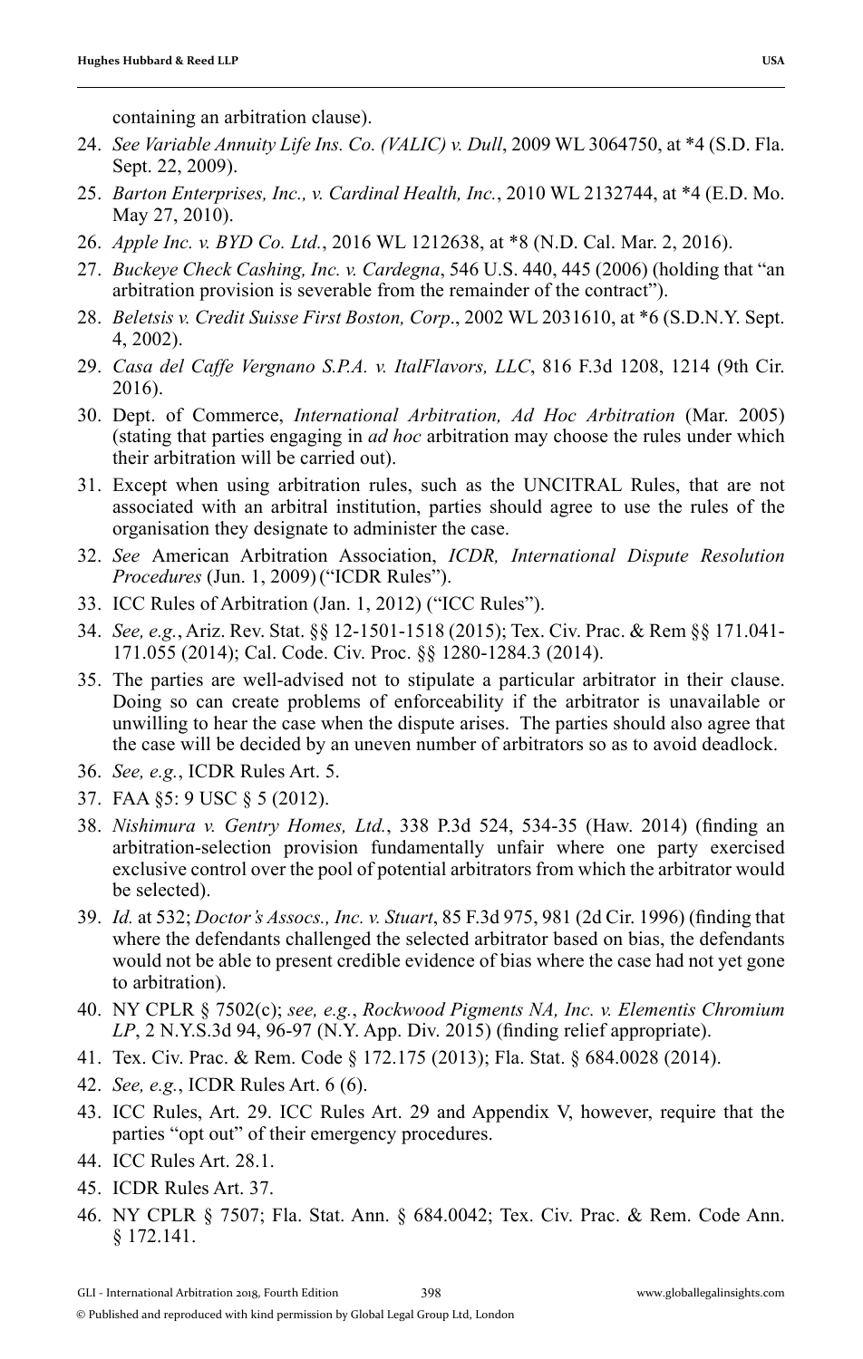containing an arbitration clause).

24. *See Variable Annuity Life Ins. Co. (VALIC) v. Dull*, 2009 WL 3064750, at *4 (S.D. Fla. Sept. 22, 2009).
25. *Barton Enterprises, Inc., v. Cardinal Health, Inc.*, 2010 WL 2132744, at *4 (E.D. Mo. May 27, 2010).
26. *Apple Inc. v. BYD Co. Ltd.*, 2016 WL 1212638, at *8 (N.D. Cal. Mar. 2, 2016).
27. *Buckeye Check Cashing, Inc. v. Cardegna*, 546 U.S. 440, 445 (2006) (holding that "an arbitration provision is severable from the remainder of the contract").
28. *Beletsis v. Credit Suisse First Boston, Corp.*, 2002 WL 2031610, at *6 (S.D.N.Y. Sept. 4, 2002).
29. *Casa del Caffe Vergnano S.P.A. v. ItalFlavors, LLC*, 816 F.3d 1208, 1214 (9th Cir. 2016).
30. Dept. of Commerce, *International Arbitration, Ad Hoc Arbitration* (Mar. 2005) (stating that parties engaging in *ad hoc* arbitration may choose the rules under which their arbitration will be carried out).
31. Except when using arbitration rules, such as the UNCITRAL Rules, that are not associated with an arbitral institution, parties should agree to use the rules of the organisation they designate to administer the case.
32. *See* American Arbitration Association, *ICDR, International Dispute Resolution Procedures* (Jun. 1, 2009) ("ICDR Rules").
33. ICC Rules of Arbitration (Jan. 1, 2012) ("ICC Rules").
34. *See, e.g.*, Ariz. Rev. Stat. §§ 12-1501-1518 (2015); Tex. Civ. Prac. & Rem §§ 171.041-171.055 (2014); Cal. Code. Civ. Proc. §§ 1280-1284.3 (2014).
35. The parties are well-advised not to stipulate a particular arbitrator in their clause. Doing so can create problems of enforceability if the arbitrator is unavailable or unwilling to hear the case when the dispute arises. The parties should also agree that the case will be decided by an uneven number of arbitrators so as to avoid deadlock.
36. *See, e.g.*, ICDR Rules Art. 5.
37. FAA §5: 9 USC § 5 (2012).
38. *Nishimura v. Gentry Homes, Ltd.*, 338 P.3d 524, 534-35 (Haw. 2014) (finding an arbitration-selection provision fundamentally unfair where one party exercised exclusive control over the pool of potential arbitrators from which the arbitrator would be selected).
39. *Id.* at 532; *Doctor's Assocs., Inc. v. Stuart*, 85 F.3d 975, 981 (2d Cir. 1996) (finding that where the defendants challenged the selected arbitrator based on bias, the defendants would not be able to present credible evidence of bias where the case had not yet gone to arbitration).
40. NY CPLR § 7502(c); *see, e.g.*, *Rockwood Pigments NA, Inc. v. Elementis Chromium LP*, 2 N.Y.S.3d 94, 96-97 (N.Y. App. Div. 2015) (finding relief appropriate).
41. Tex. Civ. Prac. & Rem. Code § 172.175 (2013); Fla. Stat. § 684.0028 (2014).
42. *See, e.g.*, ICDR Rules Art. 6 (6).
43. ICC Rules, Art. 29. ICC Rules Art. 29 and Appendix V, however, require that the parties "opt out" of their emergency procedures.
44. ICC Rules Art. 28.1.
45. ICDR Rules Art. 37.
46. NY CPLR § 7507; Fla. Stat. Ann. § 684.0042; Tex. Civ. Prac. & Rem. Code Ann. § 172.141.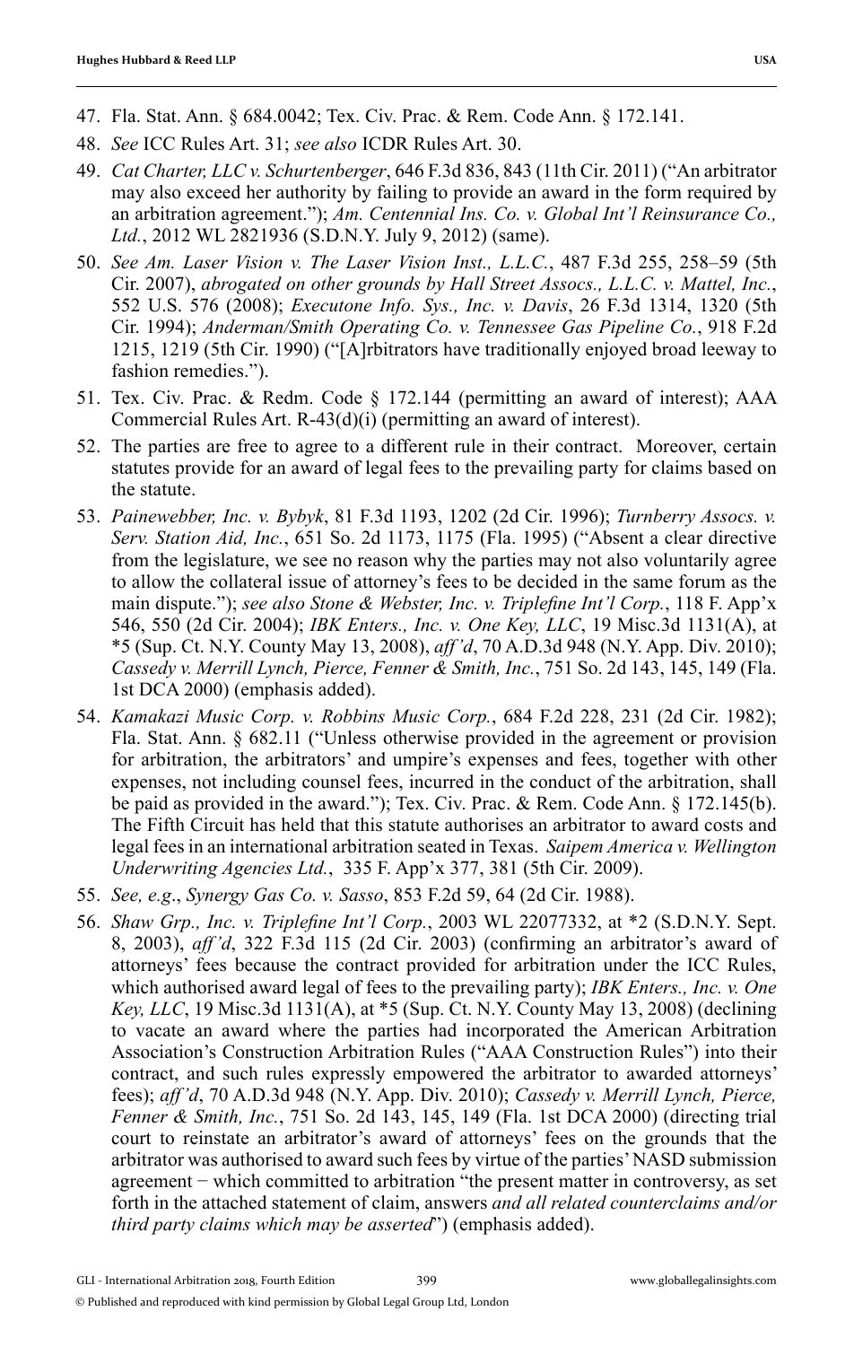47. Fla. Stat. Ann. § 684.0042; Tex. Civ. Prac. & Rem. Code Ann. § 172.141.
48. *See* ICC Rules Art. 31; *see also* ICDR Rules Art. 30.
49. *Cat Charter, LLC v. Schurtenberger*, 646 F.3d 836, 843 (11th Cir. 2011) ("An arbitrator may also exceed her authority by failing to provide an award in the form required by an arbitration agreement."); *Am. Centennial Ins. Co. v. Global Int'l Reinsurance Co., Ltd.*, 2012 WL 2821936 (S.D.N.Y. July 9, 2012) (same).
50. *See Am. Laser Vision v. The Laser Vision Inst., L.L.C.*, 487 F.3d 255, 258–59 (5th Cir. 2007), *abrogated on other grounds by Hall Street Assocs., L.L.C. v. Mattel, Inc.*, 552 U.S. 576 (2008); *Executone Info. Sys., Inc. v. Davis*, 26 F.3d 1314, 1320 (5th Cir. 1994); *Anderman/Smith Operating Co. v. Tennessee Gas Pipeline Co.*, 918 F.2d 1215, 1219 (5th Cir. 1990) ("[A]rbitrators have traditionally enjoyed broad leeway to fashion remedies.").
51. Tex. Civ. Prac. & Redm. Code § 172.144 (permitting an award of interest); AAA Commercial Rules Art. R-43(d)(i) (permitting an award of interest).
52. The parties are free to agree to a different rule in their contract. Moreover, certain statutes provide for an award of legal fees to the prevailing party for claims based on the statute.
53. *Painewebber, Inc. v. Bybyk*, 81 F.3d 1193, 1202 (2d Cir. 1996); *Turnberry Assocs. v. Serv. Station Aid, Inc.*, 651 So. 2d 1173, 1175 (Fla. 1995) ("Absent a clear directive from the legislature, we see no reason why the parties may not also voluntarily agree to allow the collateral issue of attorney's fees to be decided in the same forum as the main dispute."); *see also Stone & Webster, Inc. v. Triplefine Int'l Corp.*, 118 F. App'x 546, 550 (2d Cir. 2004); *IBK Enters., Inc. v. One Key, LLC*, 19 Misc.3d 1131(A), at *5 (Sup. Ct. N.Y. County May 13, 2008), *aff'd*, 70 A.D.3d 948 (N.Y. App. Div. 2010); *Cassedy v. Merrill Lynch, Pierce, Fenner & Smith, Inc.*, 751 So. 2d 143, 145, 149 (Fla. 1st DCA 2000) (emphasis added).
54. *Kamakazi Music Corp. v. Robbins Music Corp.*, 684 F.2d 228, 231 (2d Cir. 1982); Fla. Stat. Ann. § 682.11 ("Unless otherwise provided in the agreement or provision for arbitration, the arbitrators' and umpire's expenses and fees, together with other expenses, not including counsel fees, incurred in the conduct of the arbitration, shall be paid as provided in the award."); Tex. Civ. Prac. & Rem. Code Ann. § 172.145(b). The Fifth Circuit has held that this statute authorises an arbitrator to award costs and legal fees in an international arbitration seated in Texas. *Saipem America v. Wellington Underwriting Agencies Ltd.*, 335 F. App'x 377, 381 (5th Cir. 2009).
55. *See, e.g.*, *Synergy Gas Co. v. Sasso*, 853 F.2d 59, 64 (2d Cir. 1988).
56. *Shaw Grp., Inc. v. Triplefine Int'l Corp.*, 2003 WL 22077332, at *2 (S.D.N.Y. Sept. 8, 2003), *aff'd*, 322 F.3d 115 (2d Cir. 2003) (confirming an arbitrator's award of attorneys' fees because the contract provided for arbitration under the ICC Rules, which authorised award legal of fees to the prevailing party); *IBK Enters., Inc. v. One Key, LLC*, 19 Misc.3d 1131(A), at *5 (Sup. Ct. N.Y. County May 13, 2008) (declining to vacate an award where the parties had incorporated the American Arbitration Association's Construction Arbitration Rules ("AAA Construction Rules") into their contract, and such rules expressly empowered the arbitrator to awarded attorneys' fees); *aff'd*, 70 A.D.3d 948 (N.Y. App. Div. 2010); *Cassedy v. Merrill Lynch, Pierce, Fenner & Smith, Inc.*, 751 So. 2d 143, 145, 149 (Fla. 1st DCA 2000) (directing trial court to reinstate an arbitrator's award of attorneys' fees on the grounds that the arbitrator was authorised to award such fees by virtue of the parties' NASD submission agreement − which committed to arbitration "the present matter in controversy, as set forth in the attached statement of claim, answers *and all related counterclaims and/or third party claims which may be asserted*") (emphasis added).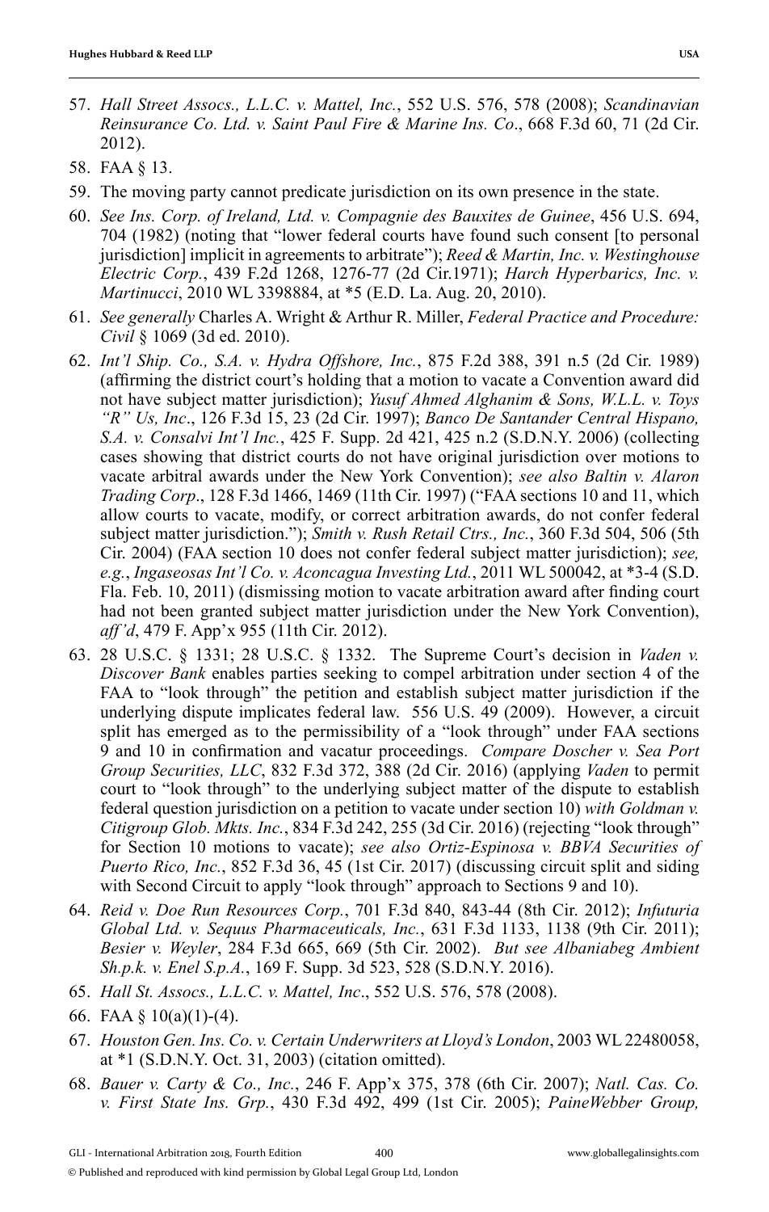57. *Hall Street Assocs., L.L.C. v. Mattel, Inc.*, 552 U.S. 576, 578 (2008); *Scandinavian Reinsurance Co. Ltd. v. Saint Paul Fire & Marine Ins. Co*., 668 F.3d 60, 71 (2d Cir. 2012).
58. FAA § 13.
59. The moving party cannot predicate jurisdiction on its own presence in the state.
60. *See Ins. Corp. of Ireland, Ltd. v. Compagnie des Bauxites de Guinee*, 456 U.S. 694, 704 (1982) (noting that "lower federal courts have found such consent [to personal jurisdiction] implicit in agreements to arbitrate"); *Reed & Martin, Inc. v. Westinghouse Electric Corp.*, 439 F.2d 1268, 1276-77 (2d Cir.1971); *Harch Hyperbarics, Inc. v. Martinucci*, 2010 WL 3398884, at *5 (E.D. La. Aug. 20, 2010).
61. *See generally* Charles A. Wright & Arthur R. Miller, *Federal Practice and Procedure: Civil* § 1069 (3d ed. 2010).
62. *Int'l Ship. Co., S.A. v. Hydra Offshore, Inc.*, 875 F.2d 388, 391 n.5 (2d Cir. 1989) (affirming the district court's holding that a motion to vacate a Convention award did not have subject matter jurisdiction); *Yusuf Ahmed Alghanim & Sons, W.L.L. v. Toys "R" Us, Inc*., 126 F.3d 15, 23 (2d Cir. 1997); *Banco De Santander Central Hispano, S.A. v. Consalvi Int'l Inc.*, 425 F. Supp. 2d 421, 425 n.2 (S.D.N.Y. 2006) (collecting cases showing that district courts do not have original jurisdiction over motions to vacate arbitral awards under the New York Convention); *see also Baltin v. Alaron Trading Corp*., 128 F.3d 1466, 1469 (11th Cir. 1997) ("FAA sections 10 and 11, which allow courts to vacate, modify, or correct arbitration awards, do not confer federal subject matter jurisdiction."); *Smith v. Rush Retail Ctrs., Inc.*, 360 F.3d 504, 506 (5th Cir. 2004) (FAA section 10 does not confer federal subject matter jurisdiction); *see, e.g.*, *Ingaseosas Int'l Co. v. Aconcagua Investing Ltd.*, 2011 WL 500042, at *3-4 (S.D. Fla. Feb. 10, 2011) (dismissing motion to vacate arbitration award after finding court had not been granted subject matter jurisdiction under the New York Convention), *aff'd*, 479 F. App'x 955 (11th Cir. 2012).
63. 28 U.S.C. § 1331; 28 U.S.C. § 1332. The Supreme Court's decision in *Vaden v. Discover Bank* enables parties seeking to compel arbitration under section 4 of the FAA to "look through" the petition and establish subject matter jurisdiction if the underlying dispute implicates federal law. 556 U.S. 49 (2009). However, a circuit split has emerged as to the permissibility of a "look through" under FAA sections 9 and 10 in confirmation and vacatur proceedings. *Compare Doscher v. Sea Port Group Securities, LLC*, 832 F.3d 372, 388 (2d Cir. 2016) (applying *Vaden* to permit court to "look through" to the underlying subject matter of the dispute to establish federal question jurisdiction on a petition to vacate under section 10) *with Goldman v. Citigroup Glob. Mkts. Inc.*, 834 F.3d 242, 255 (3d Cir. 2016) (rejecting "look through" for Section 10 motions to vacate); *see also Ortiz-Espinosa v. BBVA Securities of Puerto Rico, Inc.*, 852 F.3d 36, 45 (1st Cir. 2017) (discussing circuit split and siding with Second Circuit to apply "look through" approach to Sections 9 and 10).
64. *Reid v. Doe Run Resources Corp.*, 701 F.3d 840, 843-44 (8th Cir. 2012); *Infuturia Global Ltd. v. Sequus Pharmaceuticals, Inc.*, 631 F.3d 1133, 1138 (9th Cir. 2011); *Besier v. Weyler*, 284 F.3d 665, 669 (5th Cir. 2002). *But see Albaniabeg Ambient Sh.p.k. v. Enel S.p.A.*, 169 F. Supp. 3d 523, 528 (S.D.N.Y. 2016).
65. *Hall St. Assocs., L.L.C. v. Mattel, Inc*., 552 U.S. 576, 578 (2008).
66. FAA § 10(a)(1)-(4).
67. *Houston Gen. Ins. Co. v. Certain Underwriters at Lloyd's London*, 2003 WL 22480058, at *1 (S.D.N.Y. Oct. 31, 2003) (citation omitted).
68. *Bauer v. Carty & Co., Inc.*, 246 F. App'x 375, 378 (6th Cir. 2007); *Natl. Cas. Co. v. First State Ins. Grp.*, 430 F.3d 492, 499 (1st Cir. 2005); *PaineWebber Group,*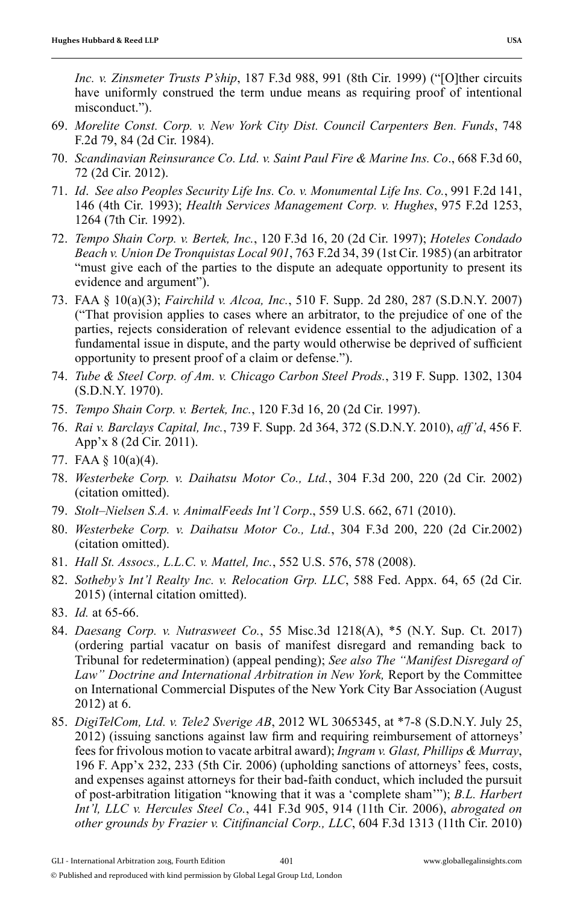*Inc. v. Zinsmeter Trusts P'ship*, 187 F.3d 988, 991 (8th Cir. 1999) ("[O]ther circuits have uniformly construed the term undue means as requiring proof of intentional misconduct.").

69. *Morelite Const. Corp. v. New York City Dist. Council Carpenters Ben. Funds*, 748 F.2d 79, 84 (2d Cir. 1984).
70. *Scandinavian Reinsurance Co. Ltd. v. Saint Paul Fire & Marine Ins. Co*., 668 F.3d 60, 72 (2d Cir. 2012).
71. *Id*. *See also Peoples Security Life Ins. Co. v. Monumental Life Ins. Co.*, 991 F.2d 141, 146 (4th Cir. 1993); *Health Services Management Corp. v. Hughes*, 975 F.2d 1253, 1264 (7th Cir. 1992).
72. *Tempo Shain Corp. v. Bertek, Inc.*, 120 F.3d 16, 20 (2d Cir. 1997); *Hoteles Condado Beach v. Union De Tronquistas Local 901*, 763 F.2d 34, 39 (1st Cir. 1985) (an arbitrator "must give each of the parties to the dispute an adequate opportunity to present its evidence and argument").
73. FAA § 10(a)(3); *Fairchild v. Alcoa, Inc.*, 510 F. Supp. 2d 280, 287 (S.D.N.Y. 2007) ("That provision applies to cases where an arbitrator, to the prejudice of one of the parties, rejects consideration of relevant evidence essential to the adjudication of a fundamental issue in dispute, and the party would otherwise be deprived of sufficient opportunity to present proof of a claim or defense.").
74. *Tube & Steel Corp. of Am. v. Chicago Carbon Steel Prods.*, 319 F. Supp. 1302, 1304 (S.D.N.Y. 1970).
75. *Tempo Shain Corp. v. Bertek, Inc.*, 120 F.3d 16, 20 (2d Cir. 1997).
76. *Rai v. Barclays Capital, Inc.*, 739 F. Supp. 2d 364, 372 (S.D.N.Y. 2010), *aff'd*, 456 F. App'x 8 (2d Cir. 2011).
77. FAA § 10(a)(4).
78. *Westerbeke Corp. v. Daihatsu Motor Co., Ltd.*, 304 F.3d 200, 220 (2d Cir. 2002) (citation omitted).
79. *Stolt–Nielsen S.A. v. AnimalFeeds Int'l Corp*., 559 U.S. 662, 671 (2010).
80. *Westerbeke Corp. v. Daihatsu Motor Co., Ltd.*, 304 F.3d 200, 220 (2d Cir.2002) (citation omitted).
81. *Hall St. Assocs., L.L.C. v. Mattel, Inc.*, 552 U.S. 576, 578 (2008).
82. *Sotheby's Int'l Realty Inc. v. Relocation Grp. LLC*, 588 Fed. Appx. 64, 65 (2d Cir. 2015) (internal citation omitted).
83. *Id.* at 65-66.
84. *Daesang Corp. v. Nutrasweet Co.*, 55 Misc.3d 1218(A), *5 (N.Y. Sup. Ct. 2017) (ordering partial vacatur on basis of manifest disregard and remanding back to Tribunal for redetermination) (appeal pending); *See also The "Manifest Disregard of Law" Doctrine and International Arbitration in New York,* Report by the Committee on International Commercial Disputes of the New York City Bar Association (August 2012) at 6.
85. *DigiTelCom, Ltd. v. Tele2 Sverige AB*, 2012 WL 3065345, at *7-8 (S.D.N.Y. July 25, 2012) (issuing sanctions against law firm and requiring reimbursement of attorneys' fees for frivolous motion to vacate arbitral award); *Ingram v. Glast, Phillips & Murray*, 196 F. App'x 232, 233 (5th Cir. 2006) (upholding sanctions of attorneys' fees, costs, and expenses against attorneys for their bad-faith conduct, which included the pursuit of post-arbitration litigation "knowing that it was a 'complete sham'"); *B.L. Harbert Int'l, LLC v. Hercules Steel Co.*, 441 F.3d 905, 914 (11th Cir. 2006), *abrogated on other grounds by Frazier v. Citifinancial Corp., LLC*, 604 F.3d 1313 (11th Cir. 2010)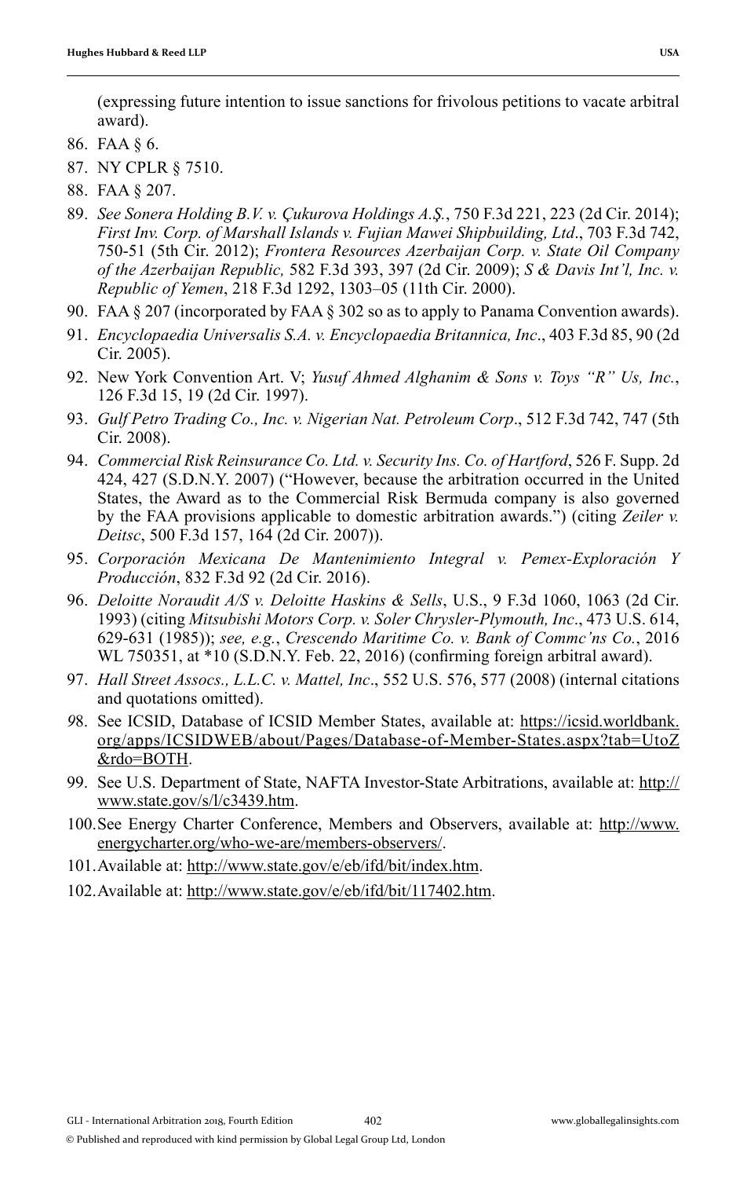(expressing future intention to issue sanctions for frivolous petitions to vacate arbitral award).

86. FAA § 6.
87. NY CPLR § 7510.
88. FAA § 207.
89. *See Sonera Holding B.V. v. Çukurova Holdings A.Ş.*, 750 F.3d 221, 223 (2d Cir. 2014); *First Inv. Corp. of Marshall Islands v. Fujian Mawei Shipbuilding, Ltd*., 703 F.3d 742, 750-51 (5th Cir. 2012); *Frontera Resources Azerbaijan Corp. v. State Oil Company of the Azerbaijan Republic,* 582 F.3d 393, 397 (2d Cir. 2009); *S & Davis Int'l, Inc. v. Republic of Yemen*, 218 F.3d 1292, 1303–05 (11th Cir. 2000).
90. FAA § 207 (incorporated by FAA § 302 so as to apply to Panama Convention awards).
91. *Encyclopaedia Universalis S.A. v. Encyclopaedia Britannica, Inc*., 403 F.3d 85, 90 (2d Cir. 2005).
92. New York Convention Art. V; *Yusuf Ahmed Alghanim & Sons v. Toys "R" Us, Inc.*, 126 F.3d 15, 19 (2d Cir. 1997).
93. *Gulf Petro Trading Co., Inc. v. Nigerian Nat. Petroleum Corp*., 512 F.3d 742, 747 (5th Cir. 2008).
94. *Commercial Risk Reinsurance Co. Ltd. v. Security Ins. Co. of Hartford*, 526 F. Supp. 2d 424, 427 (S.D.N.Y. 2007) ("However, because the arbitration occurred in the United States, the Award as to the Commercial Risk Bermuda company is also governed by the FAA provisions applicable to domestic arbitration awards.") (citing *Zeiler v. Deitsc*, 500 F.3d 157, 164 (2d Cir. 2007)).
95. *Corporación Mexicana De Mantenimiento Integral v. Pemex-Exploración Y Producción*, 832 F.3d 92 (2d Cir. 2016).
96. *Deloitte Noraudit A/S v. Deloitte Haskins & Sells*, U.S., 9 F.3d 1060, 1063 (2d Cir. 1993) (citing *Mitsubishi Motors Corp. v. Soler Chrysler-Plymouth, Inc*., 473 U.S. 614, 629-631 (1985)); *see, e.g.*, *Crescendo Maritime Co. v. Bank of Commc'ns Co.*, 2016 WL 750351, at *10 (S.D.N.Y. Feb. 22, 2016) (confirming foreign arbitral award).
97. *Hall Street Assocs., L.L.C. v. Mattel, Inc*., 552 U.S. 576, 577 (2008) (internal citations and quotations omitted).
98. See ICSID, Database of ICSID Member States, available at: https://icsid.worldbank.org/apps/ICSIDWEB/about/Pages/Database-of-Member-States.aspx?tab=UtoZ&rdo=BOTH.
99. See U.S. Department of State, NAFTA Investor-State Arbitrations, available at: http://www.state.gov/s/l/c3439.htm.
100. See Energy Charter Conference, Members and Observers, available at: http://www.energycharter.org/who-we-are/members-observers/.
101. Available at: http://www.state.gov/e/eb/ifd/bit/index.htm.
102. Available at: http://www.state.gov/e/eb/ifd/bit/117402.htm.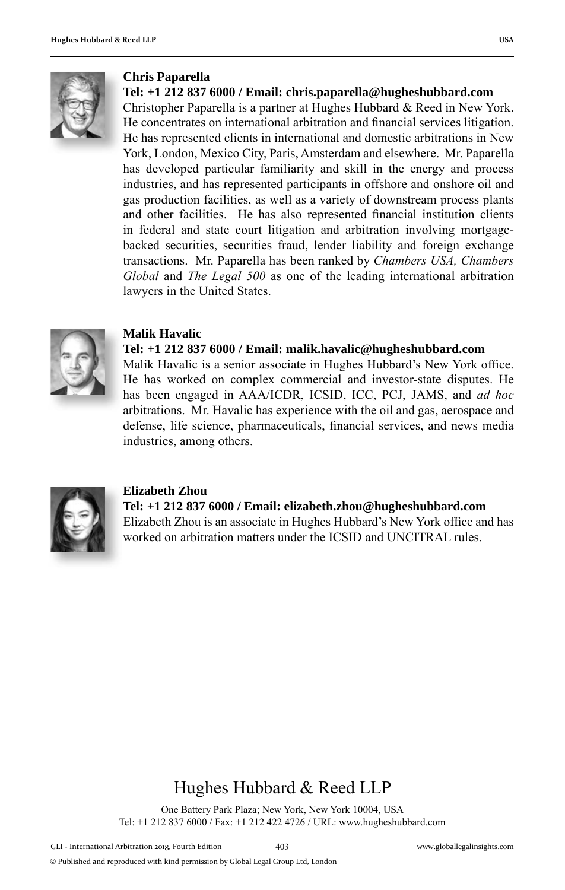**Chris Paparella**

**Tel: +1 212 837 6000 / Email: chris.paparella@hugheshubbard.com**

Christopher Paparella is a partner at Hughes Hubbard & Reed in New York. He concentrates on international arbitration and financial services litigation. He has represented clients in international and domestic arbitrations in New York, London, Mexico City, Paris, Amsterdam and elsewhere. Mr. Paparella has developed particular familiarity and skill in the energy and process industries, and has represented participants in offshore and onshore oil and gas production facilities, as well as a variety of downstream process plants and other facilities. He has also represented financial institution clients in federal and state court litigation and arbitration involving mortgage-backed securities, securities fraud, lender liability and foreign exchange transactions. Mr. Paparella has been ranked by *Chambers USA, Chambers Global* and *The Legal 500* as one of the leading international arbitration lawyers in the United States.

**Malik Havalic**

**Tel: +1 212 837 6000 / Email: malik.havalic@hugheshubbard.com**

Malik Havalic is a senior associate in Hughes Hubbard's New York office. He has worked on complex commercial and investor-state disputes. He has been engaged in AAA/ICDR, ICSID, ICC, PCJ, JAMS, and *ad hoc* arbitrations. Mr. Havalic has experience with the oil and gas, aerospace and defense, life science, pharmaceuticals, financial services, and news media industries, among others.

**Elizabeth Zhou**

**Tel: +1 212 837 6000 / Email: elizabeth.zhou@hugheshubbard.com**

Elizabeth Zhou is an associate in Hughes Hubbard's New York office and has worked on arbitration matters under the ICSID and UNCITRAL rules.

# Hughes Hubbard & Reed LLP

One Battery Park Plaza; New York, New York 10004, USA
Tel: +1 212 837 6000 / Fax: +1 212 422 4726 / URL: www.hugheshubbard.com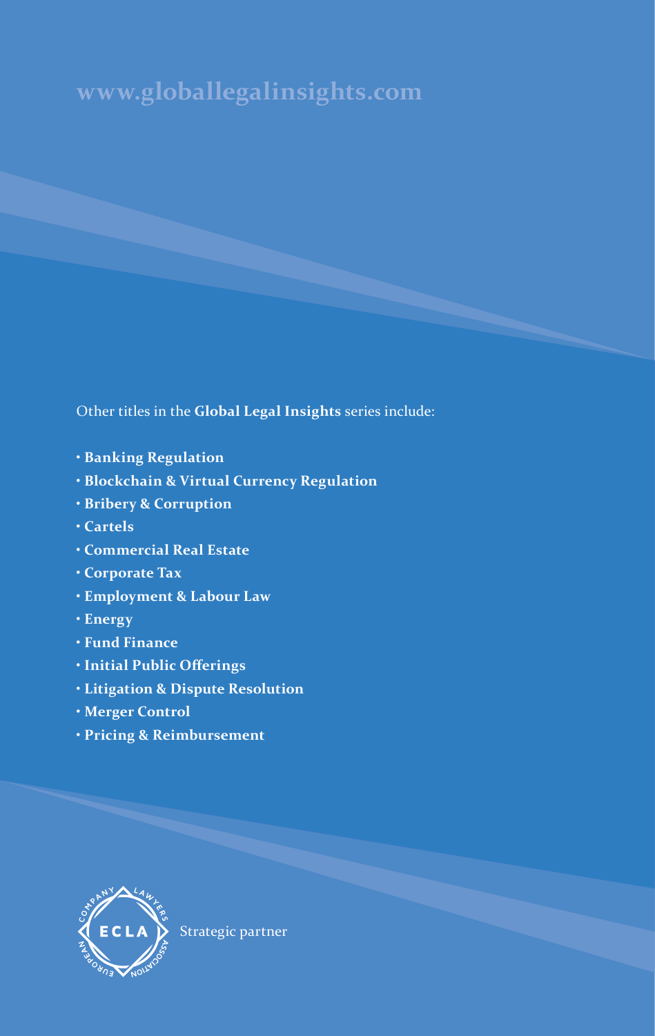www.globallegalinsights.com

Other titles in the **Global Legal Insights** series include:

- **Banking Regulation**
- **Blockchain & Virtual Currency Regulation**
- **Bribery & Corruption**
- **Cartels**
- **Commercial Real Estate**
- **Corporate Tax**
- **Employment & Labour Law**
- **Energy**
- **Fund Finance**
- **Initial Public Offerings**
- **Litigation & Dispute Resolution**
- **Merger Control**
- **Pricing & Reimbursement**

ECLA

Strategic partner